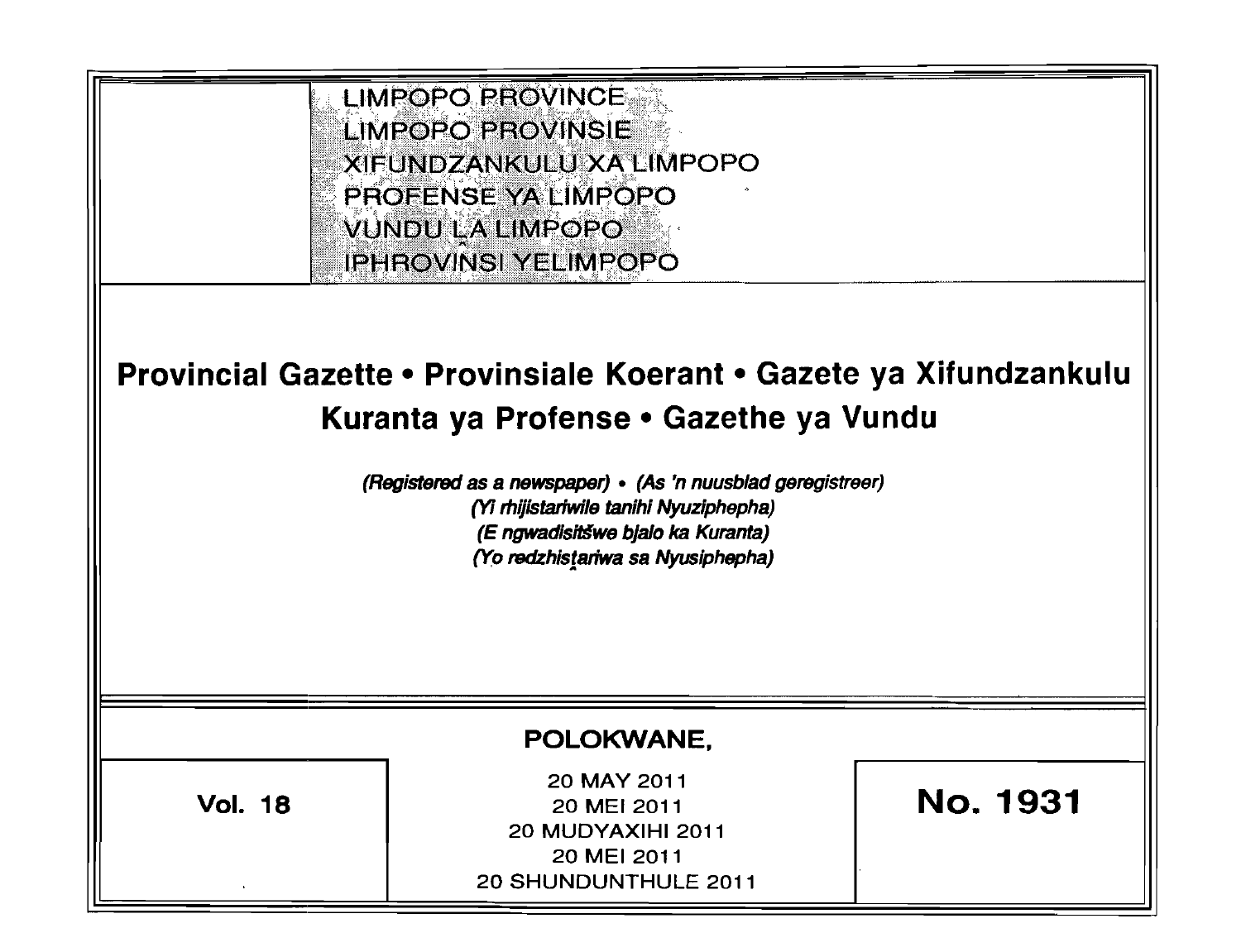LIMPOPO PROVINCE
LIMPOPO PROVINSIE
XIFUNDZANKULU XA LIMPOPO
PROFENSE YA LIMPOPO
VUNDU LA LIMPOPO
IPHROVINSI YELIMPOPO

# Provincial Gazette • Provinsiale Koerant • Gazete ya Xifundzankulu Kuranta ya Profense • Gazethe ya Vundu

*(Registered as a newspaper)* • *(As 'n nuusblad geregistreer)*
*(Yi rhijistariwile tanihi Nyuziphepha)*
*(E ngwadisitšwe bjalo ka Kuranta)*
*(Yo redzhistariwa sa Nyusiphepha)*

**POLOKWANE,**

**Vol. 18**

20 MAY 2011
20 MEI 2011
20 MUDYAXIHI 2011
20 MEI 2011
20 SHUNDUNTHULE 2011

**No. 1931**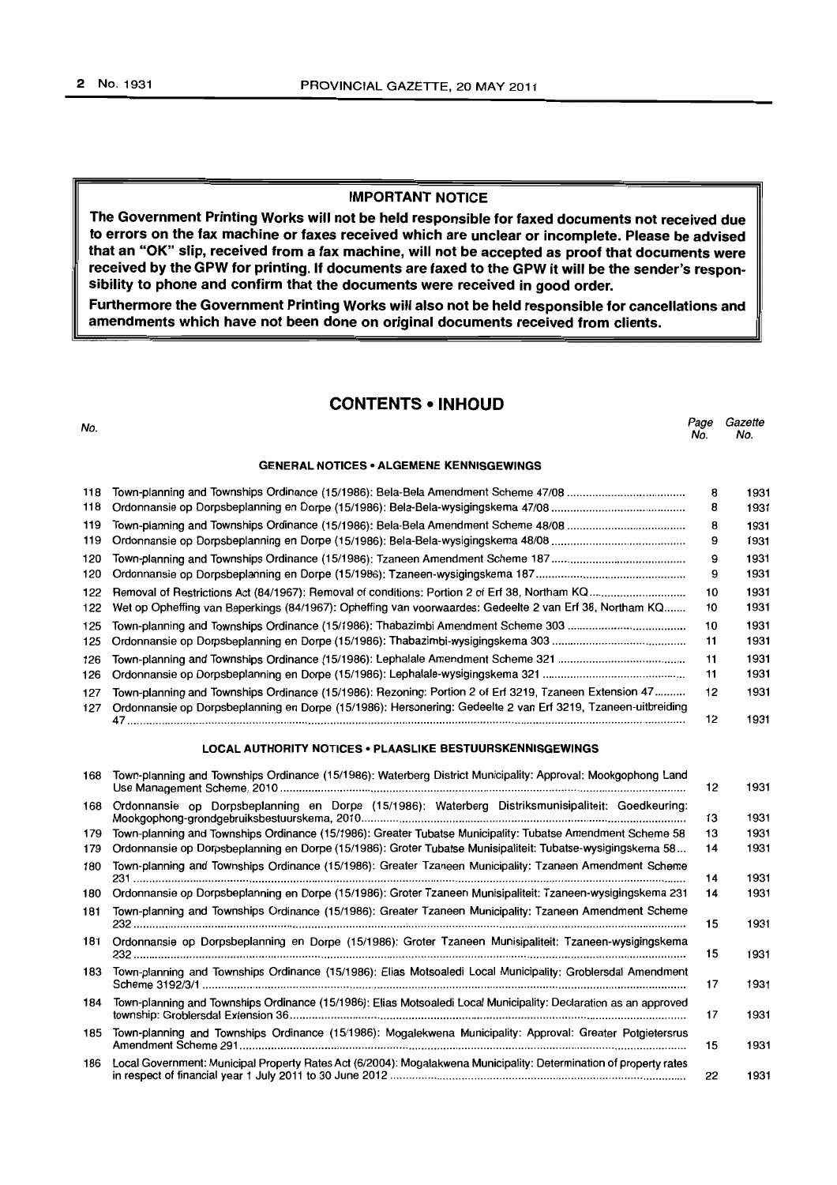**IMPORTANT NOTICE**

**The Government Printing Works will not be held responsible for faxed documents not received due to errors on the fax machine or faxes received which are unclear or incomplete. Please be advised that an "OK" slip, received from a fax machine, will not be accepted as proof that documents were received by the GPW for printing. If documents are faxed to the GPW it will be the sender's responsibility to phone and confirm that the documents were received in good order.**

**Furthermore the Government Printing Works will also not be held responsible for cancellations and amendments which have not been done on original documents received from clients.**

## CONTENTS • INHOUD

| No. | | Page No. | Gazette No. |
|---|---|---|---|
| | **GENERAL NOTICES • ALGEMENE KENNISGEWINGS** | | |
| 118 | Town-planning and Townships Ordinance (15/1986): Bela-Bela Amendment Scheme 47/08 | 8 | 1931 |
| 118 | Ordonnansie op Dorpsbeplanning en Dorpe (15/1986): Bela-Bela-wysigingskema 47/08 | 8 | 1931 |
| 119 | Town-planning and Townships Ordinance (15/1986): Bela-Bela Amendment Scheme 48/08 | 8 | 1931 |
| 119 | Ordonnansie op Dorpsbeplanning en Dorpe (15/1986): Bela-Bela-wysigingskema 48/08 | 9 | 1931 |
| 120 | Town-planning and Townships Ordinance (15/1986): Tzaneen Amendment Scheme 187 | 9 | 1931 |
| 120 | Ordonnansie op Dorpsbeplanning en Dorpe (15/1986): Tzaneen-wysigingskema 187 | 9 | 1931 |
| 122 | Removal of Restrictions Act (84/1967): Removal of conditions: Portion 2 of Erf 38, Northam KQ | 10 | 1931 |
| 122 | Wet op Opheffing van Beperkings (84/1967): Opheffing van voorwaardes: Gedeelte 2 van Erf 38, Northam KQ | 10 | 1931 |
| 125 | Town-planning and Townships Ordinance (15/1986): Thabazimbi Amendment Scheme 303 | 10 | 1931 |
| 125 | Ordonnansie op Dorpsbeplanning en Dorpe (15/1986): Thabazimbi-wysigingskema 303 | 11 | 1931 |
| 126 | Town-planning and Townships Ordinance (15/1986): Lephalale Amendment Scheme 321 | 11 | 1931 |
| 126 | Ordonnansie op Dorpsbeplanning en Dorpe (15/1986): Lephalale-wysigingskema 321 | 11 | 1931 |
| 127 | Town-planning and Townships Ordinance (15/1986): Rezoning: Portion 2 of Erf 3219, Tzaneen Extension 47 | 12 | 1931 |
| 127 | Ordonnansie op Dorpsbeplanning en Dorpe (15/1986): Hersonering: Gedeelte 2 van Erf 3219, Tzaneen-uitbreiding 47 | 12 | 1931 |
| | **LOCAL AUTHORITY NOTICES • PLAASLIKE BESTUURSKENNISGEWINGS** | | |
| 168 | Town-planning and Townships Ordinance (15/1986): Waterberg District Municipality: Approval: Mookgophong Land Use Management Scheme, 2010 | 12 | 1931 |
| 168 | Ordonnansie op Dorpsbeplanning en Dorpe (15/1986): Waterberg Distriksmunisipaliteit: Goedkeuring: Mookgophong-grondgebruiksbestuurskema, 2010 | 13 | 1931 |
| 179 | Town-planning and Townships Ordinance (15/1986): Greater Tubatse Municipality: Tubatse Amendment Scheme 58 | 13 | 1931 |
| 179 | Ordonnansie op Dorpsbeplanning en Dorpe (15/1986): Groter Tubatse Munisipaliteit: Tubatse-wysigingskema 58 | 14 | 1931 |
| 180 | Town-planning and Townships Ordinance (15/1986): Greater Tzaneen Municipality: Tzaneen Amendment Scheme 231 | 14 | 1931 |
| 180 | Ordonnansie op Dorpsbeplanning en Dorpe (15/1986): Groter Tzaneen Munisipaliteit: Tzaneen-wysigingskema 231 | 14 | 1931 |
| 181 | Town-planning and Townships Ordinance (15/1986): Greater Tzaneen Municipality: Tzaneen Amendment Scheme 232 | 15 | 1931 |
| 181 | Ordonnansie op Dorpsbeplanning en Dorpe (15/1986): Groter Tzaneen Munisipaliteit: Tzaneen-wysigingskema 232 | 15 | 1931 |
| 183 | Town-planning and Townships Ordinance (15/1986): Elias Motsoaledi Local Municipality: Groblersdal Amendment Scheme 3192/3/1 | 17 | 1931 |
| 184 | Town-planning and Townships Ordinance (15/1986): Elias Motsoaledi Local Municipality: Declaration as an approved township: Groblersdal Extension 36 | 17 | 1931 |
| 185 | Town-planning and Townships Ordinance (15/1986): Mogalekwena Municipality: Approval: Greater Potgietersrus Amendment Scheme 291 | 15 | 1931 |
| 186 | Local Government: Municipal Property Rates Act (6/2004): Mogalakwena Municipality: Determination of property rates in respect of financial year 1 July 2011 to 30 June 2012 | 22 | 1931 |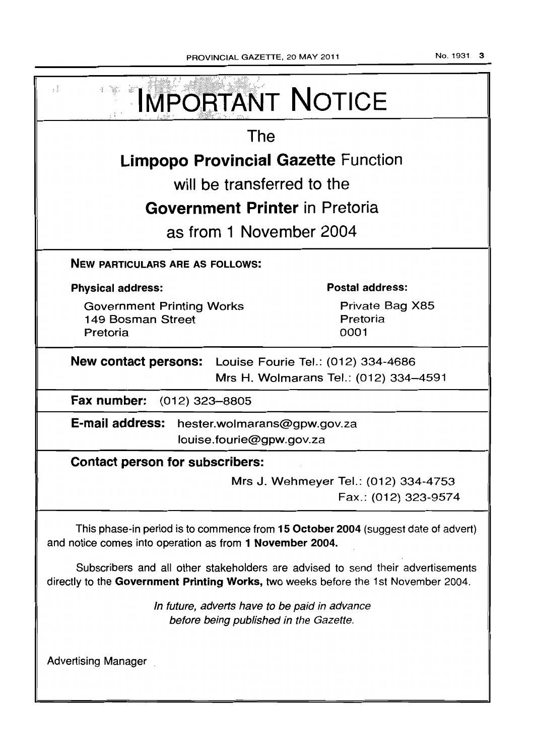# IMPORTANT NOTICE

The

**Limpopo Provincial Gazette** Function

will be transferred to the

**Government Printer** in Pretoria

as from 1 November 2004

**NEW PARTICULARS ARE AS FOLLOWS:**

**Physical address:**

Government Printing Works
149 Bosman Street
Pretoria

**Postal address:**

Private Bag X85
Pretoria
0001

**New contact persons:** Louise Fourie Tel.: (012) 334-4686
Mrs H. Wolmarans Tel.: (012) 334-4591

**Fax number:** (012) 323-8805

**E-mail address:** hester.wolmarans@gpw.gov.za
louise.fourie@gpw.gov.za

**Contact person for subscribers:**

Mrs J. Wehmeyer Tel.: (012) 334-4753
Fax.: (012) 323-9574

This phase-in period is to commence from **15 October 2004** (suggest date of advert) and notice comes into operation as from **1 November 2004.**

Subscribers and all other stakeholders are advised to send their advertisements directly to the **Government Printing Works,** two weeks before the 1st November 2004.

*In future, adverts have to be paid in advance before being published in the Gazette.*

Advertising Manager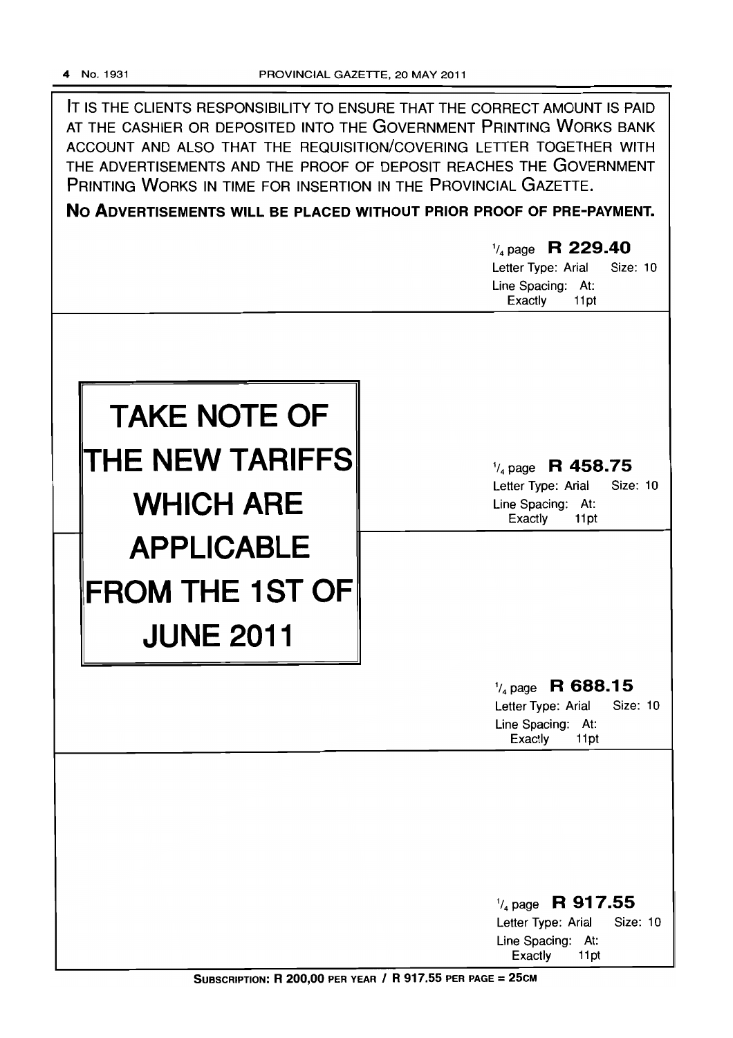IT IS THE CLIENTS RESPONSIBILITY TO ENSURE THAT THE CORRECT AMOUNT IS PAID AT THE CASHIER OR DEPOSITED INTO THE GOVERNMENT PRINTING WORKS BANK ACCOUNT AND ALSO THAT THE REQUISITION/COVERING LETTER TOGETHER WITH THE ADVERTISEMENTS AND THE PROOF OF DEPOSIT REACHES THE GOVERNMENT PRINTING WORKS IN TIME FOR INSERTION IN THE PROVINCIAL GAZETTE.

**NO ADVERTISEMENTS WILL BE PLACED WITHOUT PRIOR PROOF OF PRE-PAYMENT.**

1/4 page **R 229.40**
Letter Type: Arial Size: 10
Line Spacing: At: Exactly 11pt

# TAKE NOTE OF THE NEW TARIFFS WHICH ARE APPLICABLE FROM THE 1ST OF JUNE 2011

1/4 page **R 458.75**
Letter Type: Arial Size: 10
Line Spacing: At: Exactly 11pt

1/4 page **R 688.15**
Letter Type: Arial Size: 10
Line Spacing: At: Exactly 11pt

1/4 page **R 917.55**
Letter Type: Arial Size: 10
Line Spacing: At: Exactly 11pt

**SUBSCRIPTION: R 200,00 PER YEAR / R 917.55 PER PAGE = 25CM**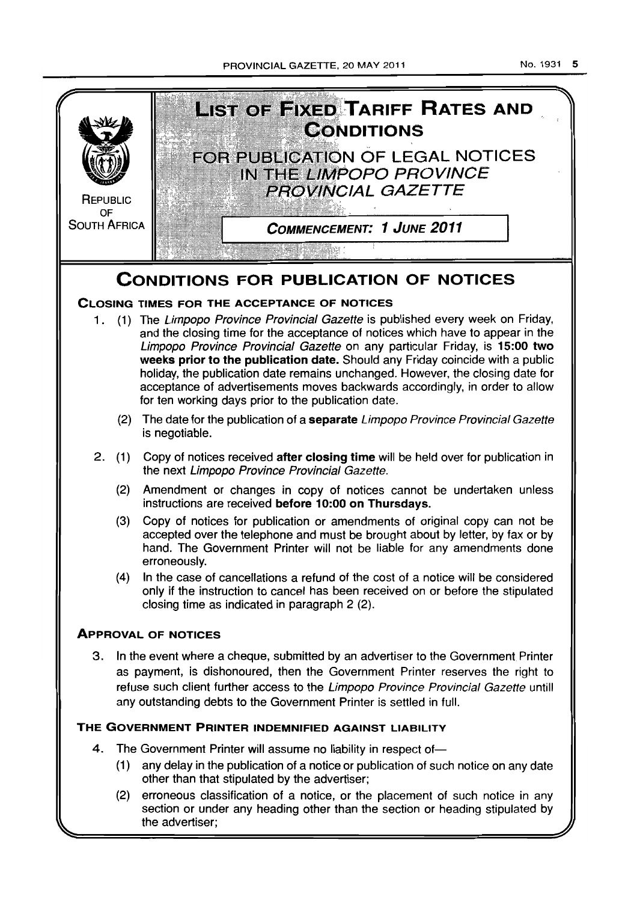REPUBLIC OF SOUTH AFRICA

# LIST OF FIXED TARIFF RATES AND CONDITIONS

## FOR PUBLICATION OF LEGAL NOTICES IN THE *LIMPOPO PROVINCE PROVINCIAL GAZETTE*

**COMMENCEMENT: 1 JUNE 2011**

## CONDITIONS FOR PUBLICATION OF NOTICES

### CLOSING TIMES FOR THE ACCEPTANCE OF NOTICES

1. (1) The *Limpopo Province Provincial Gazette* is published every week on Friday, and the closing time for the acceptance of notices which have to appear in the *Limpopo Province Provincial Gazette* on any particular Friday, is **15:00 two weeks prior to the publication date.** Should any Friday coincide with a public holiday, the publication date remains unchanged. However, the closing date for acceptance of advertisements moves backwards accordingly, in order to allow for ten working days prior to the publication date.

   (2) The date for the publication of a **separate** *Limpopo Province Provincial Gazette* is negotiable.

2. (1) Copy of notices received **after closing time** will be held over for publication in the next *Limpopo Province Provincial Gazette.*

   (2) Amendment or changes in copy of notices cannot be undertaken unless instructions are received **before 10:00 on Thursdays.**

   (3) Copy of notices for publication or amendments of original copy can not be accepted over the telephone and must be brought about by letter, by fax or by hand. The Government Printer will not be liable for any amendments done erroneously.

   (4) In the case of cancellations a refund of the cost of a notice will be considered only if the instruction to cancel has been received on or before the stipulated closing time as indicated in paragraph 2 (2).

### APPROVAL OF NOTICES

3. In the event where a cheque, submitted by an advertiser to the Government Printer as payment, is dishonoured, then the Government Printer reserves the right to refuse such client further access to the *Limpopo Province Provincial Gazette* untill any outstanding debts to the Government Printer is settled in full.

### THE GOVERNMENT PRINTER INDEMNIFIED AGAINST LIABILITY

4. The Government Printer will assume no liability in respect of—

   (1) any delay in the publication of a notice or publication of such notice on any date other than that stipulated by the advertiser;

   (2) erroneous classification of a notice, or the placement of such notice in any section or under any heading other than the section or heading stipulated by the advertiser;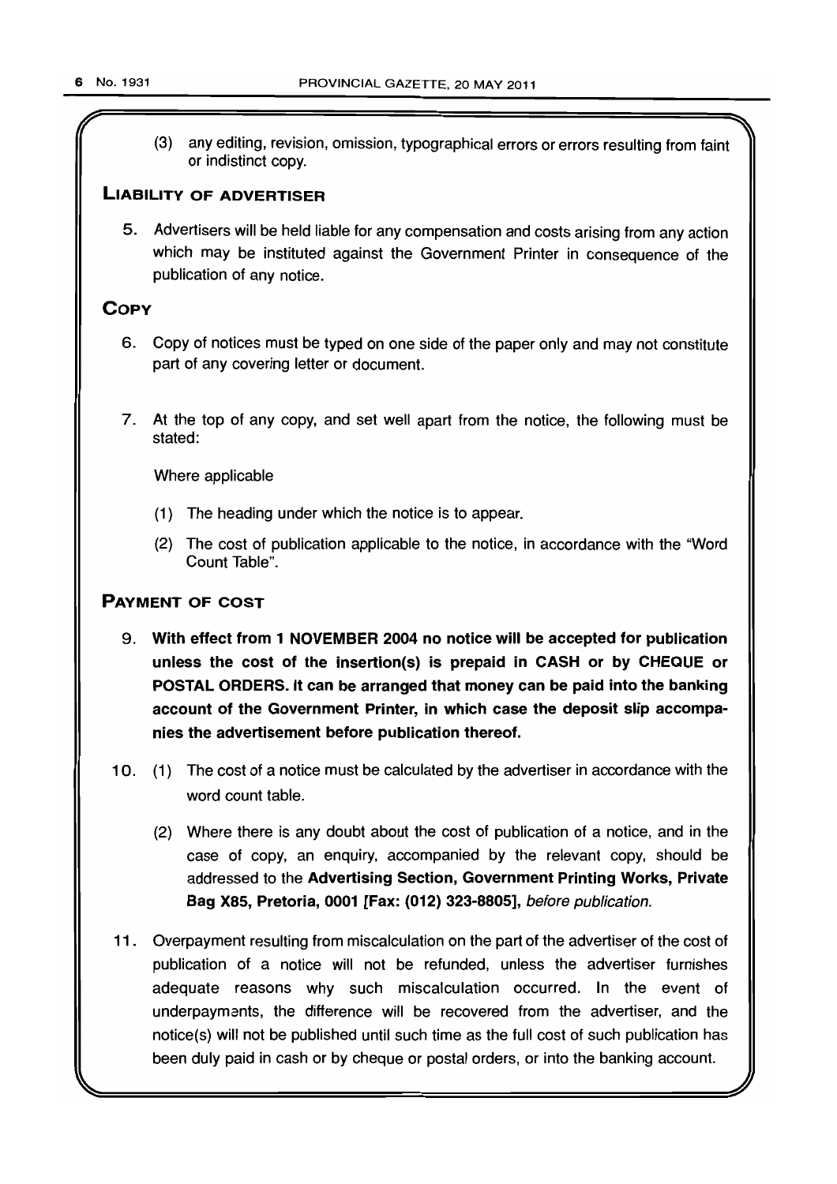(3) any editing, revision, omission, typographical errors or errors resulting from faint or indistinct copy.

## LIABILITY OF ADVERTISER

5. Advertisers will be held liable for any compensation and costs arising from any action which may be instituted against the Government Printer in consequence of the publication of any notice.

## COPY

6. Copy of notices must be typed on one side of the paper only and may not constitute part of any covering letter or document.

7. At the top of any copy, and set well apart from the notice, the following must be stated:

   Where applicable

   (1) The heading under which the notice is to appear.

   (2) The cost of publication applicable to the notice, in accordance with the "Word Count Table".

## PAYMENT OF COST

9. **With effect from 1 NOVEMBER 2004 no notice will be accepted for publication unless the cost of the insertion(s) is prepaid in CASH or by CHEQUE or POSTAL ORDERS. It can be arranged that money can be paid into the banking account of the Government Printer, in which case the deposit slip accompanies the advertisement before publication thereof.**

10. (1) The cost of a notice must be calculated by the advertiser in accordance with the word count table.

    (2) Where there is any doubt about the cost of publication of a notice, and in the case of copy, an enquiry, accompanied by the relevant copy, should be addressed to the **Advertising Section, Government Printing Works, Private Bag X85, Pretoria, 0001 [Fax: (012) 323-8805]**, *before publication.*

11. Overpayment resulting from miscalculation on the part of the advertiser of the cost of publication of a notice will not be refunded, unless the advertiser furnishes adequate reasons why such miscalculation occurred. In the event of underpayments, the difference will be recovered from the advertiser, and the notice(s) will not be published until such time as the full cost of such publication has been duly paid in cash or by cheque or postal orders, or into the banking account.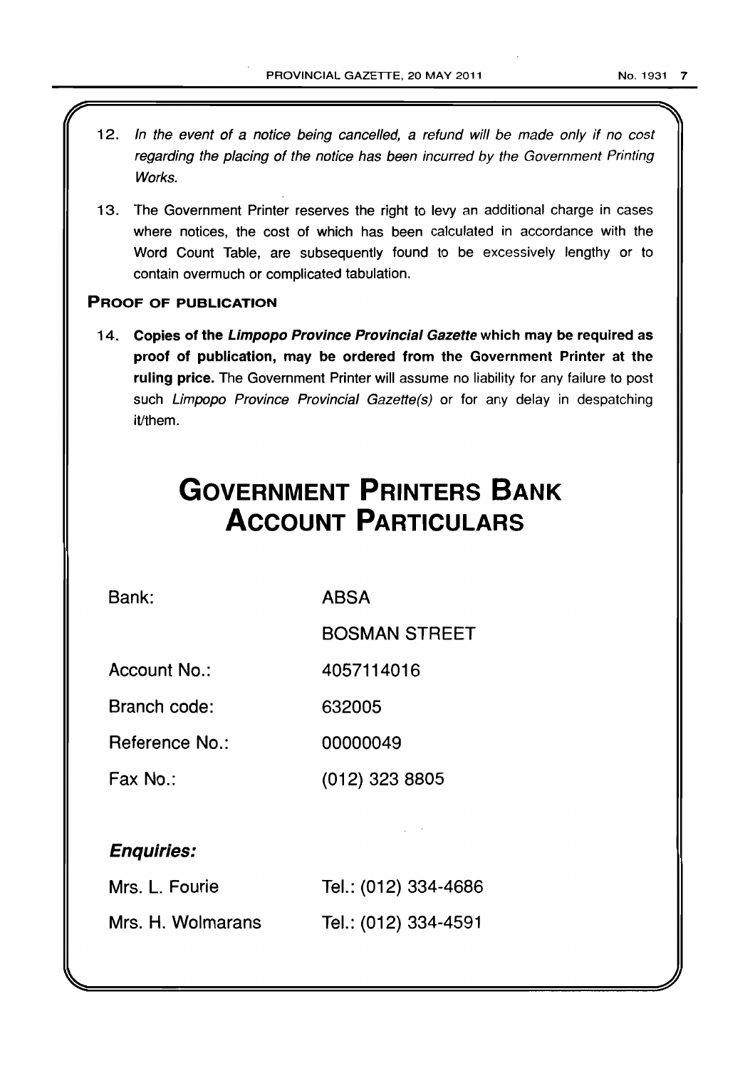12. *In the event of a notice being cancelled, a refund will be made only if no cost regarding the placing of the notice has been incurred by the Government Printing Works.*

13. The Government Printer reserves the right to levy an additional charge in cases where notices, the cost of which has been calculated in accordance with the Word Count Table, are subsequently found to be excessively lengthy or to contain overmuch or complicated tabulation.

### PROOF OF PUBLICATION

14. **Copies of the *Limpopo Province Provincial Gazette* which may be required as proof of publication, may be ordered from the Government Printer at the ruling price.** The Government Printer will assume no liability for any failure to post such *Limpopo Province Provincial Gazette(s)* or for any delay in despatching it/them.

# GOVERNMENT PRINTERS BANK ACCOUNT PARTICULARS

| | |
|---|---|
| Bank: | ABSA |
| | BOSMAN STREET |
| Account No.: | 4057114016 |
| Branch code: | 632005 |
| Reference No.: | 00000049 |
| Fax No.: | (012) 323 8805 |

### *Enquiries:*

| | |
|---|---|
| Mrs. L. Fourie | Tel.: (012) 334-4686 |
| Mrs. H. Wolmarans | Tel.: (012) 334-4591 |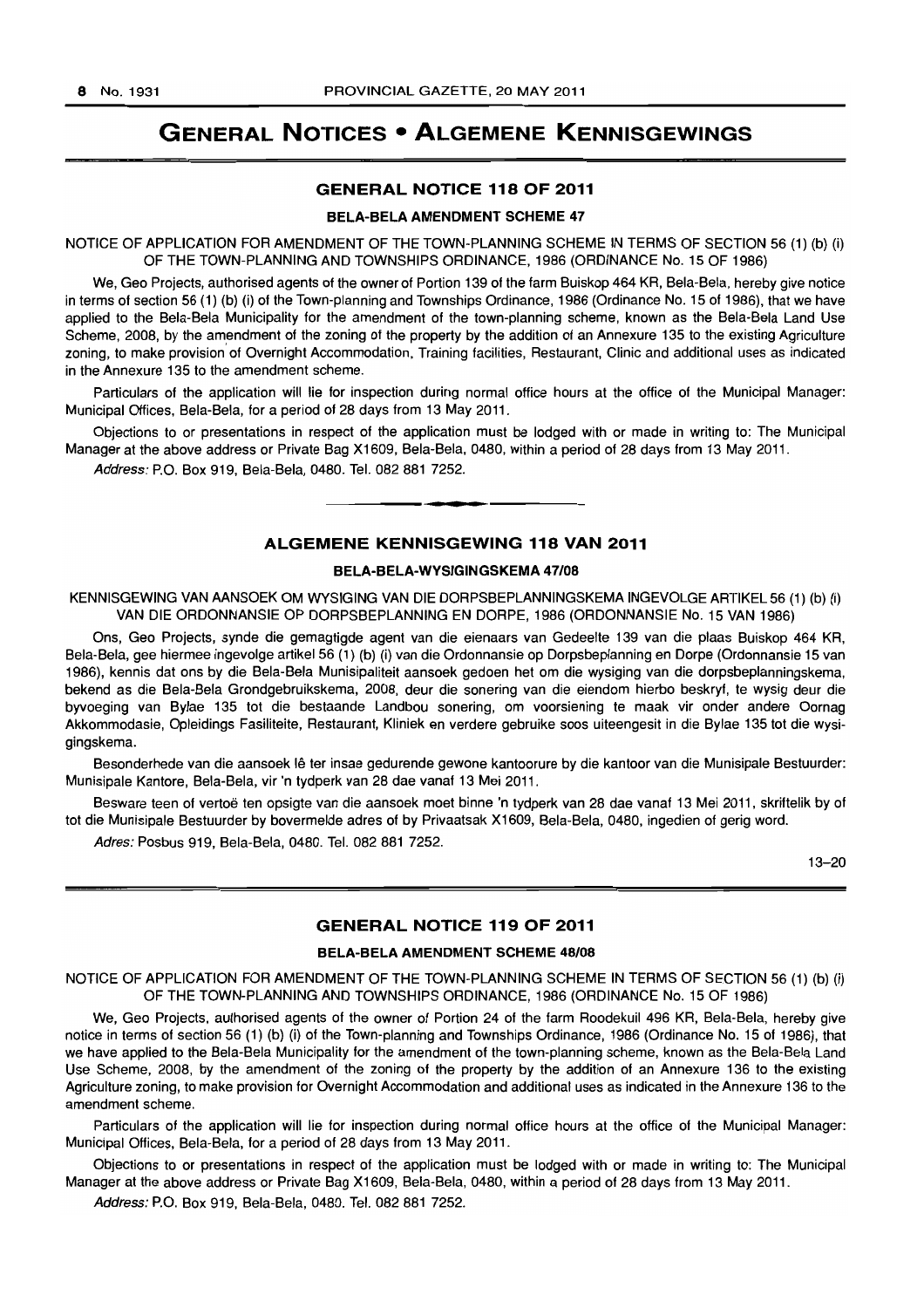# GENERAL NOTICES • ALGEMENE KENNISGEWINGS

## GENERAL NOTICE 118 OF 2011

### BELA-BELA AMENDMENT SCHEME 47

NOTICE OF APPLICATION FOR AMENDMENT OF THE TOWN-PLANNING SCHEME IN TERMS OF SECTION 56 (1) (b) (i) OF THE TOWN-PLANNING AND TOWNSHIPS ORDINANCE, 1986 (ORDINANCE No. 15 OF 1986)

We, Geo Projects, authorised agents of the owner of Portion 139 of the farm Buiskop 464 KR, Bela-Bela, hereby give notice in terms of section 56 (1) (b) (i) of the Town-planning and Townships Ordinance, 1986 (Ordinance No. 15 of 1986), that we have applied to the Bela-Bela Municipality for the amendment of the town-planning scheme, known as the Bela-Bela Land Use Scheme, 2008, by the amendment of the zoning of the property by the addition of an Annexure 135 to the existing Agriculture zoning, to make provision of Overnight Accommodation, Training facilities, Restaurant, Clinic and additional uses as indicated in the Annexure 135 to the amendment scheme.

Particulars of the application will lie for inspection during normal office hours at the office of the Municipal Manager: Municipal Offices, Bela-Bela, for a period of 28 days from 13 May 2011.

Objections to or presentations in respect of the application must be lodged with or made in writing to: The Municipal Manager at the above address or Private Bag X1609, Bela-Bela, 0480, within a period of 28 days from 13 May 2011.

*Address:* P.O. Box 919, Bela-Bela, 0480. Tel. 082 881 7252.

---

## ALGEMENE KENNISGEWING 118 VAN 2011

### BELA-BELA-WYSIGINGSKEMA 47/08

KENNISGEWING VAN AANSOEK OM WYSIGING VAN DIE DORPSBEPLANNINGSKEMA INGEVOLGE ARTIKEL 56 (1) (b) (i) VAN DIE ORDONNANSIE OP DORPSBEPLANNING EN DORPE, 1986 (ORDONNANSIE No. 15 VAN 1986)

Ons, Geo Projects, synde die gemagtigde agent van die eienaars van Gedeelte 139 van die plaas Buiskop 464 KR, Bela-Bela, gee hiermee ingevolge artikel 56 (1) (b) (i) van die Ordonnansie op Dorpsbeplanning en Dorpe (Ordonnansie 15 van 1986), kennis dat ons by die Bela-Bela Munisipaliteit aansoek gedoen het om die wysiging van die dorpsbeplanningskema, bekend as die Bela-Bela Grondgebruikskema, 2008, deur die sonering van die eiendom hierbo beskryf, te wysig deur die byvoeging van Bylae 135 tot die bestaande Landbou sonering, om voorsiening te maak vir onder andere Oornag Akkommodasie, Opleidings Fasiliteite, Restaurant, Kliniek en verdere gebruike soos uiteengesit in die Bylae 135 tot die wysigingskema.

Besonderhede van die aansoek lê ter insae gedurende gewone kantoorure by die kantoor van die Munisipale Bestuurder: Munisipale Kantore, Bela-Bela, vir 'n tydperk van 28 dae vanaf 13 Mei 2011.

Besware teen of vertoë ten opsigte van die aansoek moet binne 'n tydperk van 28 dae vanaf 13 Mei 2011, skriftelik by of tot die Munisipale Bestuurder by bovermelde adres of by Privaatsak X1609, Bela-Bela, 0480, ingedien of gerig word.

*Adres:* Posbus 919, Bela-Bela, 0480. Tel. 082 881 7252.

13–20

---

## GENERAL NOTICE 119 OF 2011

### BELA-BELA AMENDMENT SCHEME 48/08

NOTICE OF APPLICATION FOR AMENDMENT OF THE TOWN-PLANNING SCHEME IN TERMS OF SECTION 56 (1) (b) (i) OF THE TOWN-PLANNING AND TOWNSHIPS ORDINANCE, 1986 (ORDINANCE No. 15 OF 1986)

We, Geo Projects, authorised agents of the owner of Portion 24 of the farm Roodekuil 496 KR, Bela-Bela, hereby give notice in terms of section 56 (1) (b) (i) of the Town-planning and Townships Ordinance, 1986 (Ordinance No. 15 of 1986), that we have applied to the Bela-Bela Municipality for the amendment of the town-planning scheme, known as the Bela-Bela Land Use Scheme, 2008, by the amendment of the zoning of the property by the addition of an Annexure 136 to the existing Agriculture zoning, to make provision for Overnight Accommodation and additional uses as indicated in the Annexure 136 to the amendment scheme.

Particulars of the application will lie for inspection during normal office hours at the office of the Municipal Manager: Municipal Offices, Bela-Bela, for a period of 28 days from 13 May 2011.

Objections to or presentations in respect of the application must be lodged with or made in writing to: The Municipal Manager at the above address or Private Bag X1609, Bela-Bela, 0480, within a period of 28 days from 13 May 2011.

*Address:* P.O. Box 919, Bela-Bela, 0480. Tel. 082 881 7252.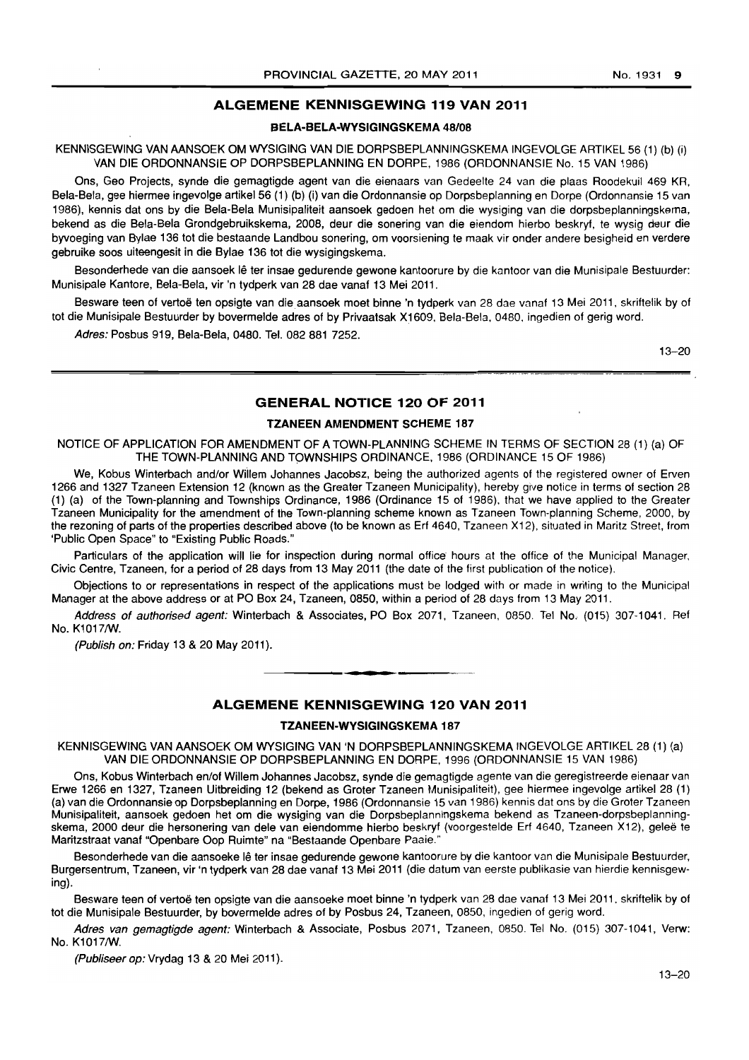## ALGEMENE KENNISGEWING 119 VAN 2011

### BELA-BELA-WYSIGINGSKEMA 48/08

KENNISGEWING VAN AANSOEK OM WYSIGING VAN DIE DORPSBEPLANNINGSKEMA INGEVOLGE ARTIKEL 56 (1) (b) (i) VAN DIE ORDONNANSIE OP DORPSBEPLANNING EN DORPE, 1986 (ORDONNANSIE No. 15 VAN 1986)

Ons, Geo Projects, synde die gemagtigde agent van die eienaars van Gedeelte 24 van die plaas Roodekuil 469 KR, Bela-Bela, gee hiermee ingevolge artikel 56 (1) (b) (i) van die Ordonnansie op Dorpsbeplanning en Dorpe (Ordonnansie 15 van 1986), kennis dat ons by die Bela-Bela Munisipaliteit aansoek gedoen het om die wysiging van die dorpsbeplanningskema, bekend as die Bela-Bela Grondgebruikskema, 2008, deur die sonering van die eiendom hierbo beskryf, te wysig deur die byvoeging van Bylae 136 tot die bestaande Landbou sonering, om voorsiening te maak vir onder andere besigheid en verdere gebruike soos uiteengesit in die Bylae 136 tot die wysigingskema.

Besonderhede van die aansoek lê ter insae gedurende gewone kantoorure by die kantoor van die Munisipale Bestuurder: Munisipale Kantore, Bela-Bela, vir 'n tydperk van 28 dae vanaf 13 Mei 2011.

Besware teen of vertoë ten opsigte van die aansoek moet binne 'n tydperk van 28 dae vanaf 13 Mei 2011, skriftelik by of tot die Munisipale Bestuurder by bovermelde adres of by Privaatsak X1609, Bela-Bela, 0480, ingedien of gerig word.

*Adres:* Posbus 919, Bela-Bela, 0480. Tel. 082 881 7252.

13–20

## GENERAL NOTICE 120 OF 2011

### TZANEEN AMENDMENT SCHEME 187

NOTICE OF APPLICATION FOR AMENDMENT OF A TOWN-PLANNING SCHEME IN TERMS OF SECTION 28 (1) (a) OF THE TOWN-PLANNING AND TOWNSHIPS ORDINANCE, 1986 (ORDINANCE 15 OF 1986)

We, Kobus Winterbach and/or Willem Johannes Jacobsz, being the authorized agents of the registered owner of Erven 1266 and 1327 Tzaneen Extension 12 (known as the Greater Tzaneen Municipality), hereby give notice in terms of section 28 (1) (a) of the Town-planning and Townships Ordinance, 1986 (Ordinance 15 of 1986), that we have applied to the Greater Tzaneen Municipality for the amendment of the Town-planning scheme known as Tzaneen Town-planning Scheme, 2000, by the rezoning of parts of the properties described above (to be known as Erf 4640, Tzaneen X12), situated in Maritz Street, from 'Public Open Space" to "Existing Public Roads."

Particulars of the application will lie for inspection during normal office hours at the office of the Municipal Manager, Civic Centre, Tzaneen, for a period of 28 days from 13 May 2011 (the date of the first publication of the notice).

Objections to or representations in respect of the applications must be lodged with or made in writing to the Municipal Manager at the above address or at PO Box 24, Tzaneen, 0850, within a period of 28 days from 13 May 2011.

*Address of authorised agent:* Winterbach & Associates, PO Box 2071, Tzaneen, 0850. Tel No. (015) 307-1041. Ref No. K1017/W.

*(Publish on:* Friday 13 & 20 May 2011).

## ALGEMENE KENNISGEWING 120 VAN 2011

### TZANEEN-WYSIGINGSKEMA 187

KENNISGEWING VAN AANSOEK OM WYSIGING VAN 'N DORPSBEPLANNINGSKEMA INGEVOLGE ARTIKEL 28 (1) (a) VAN DIE ORDONNANSIE OP DORPSBEPLANNING EN DORPE, 1996 (ORDONNANSIE 15 VAN 1986)

Ons, Kobus Winterbach en/of Willem Johannes Jacobsz, synde die gemagtigde agente van die geregistreerde eienaar van Erwe 1266 en 1327, Tzaneen Uitbreiding 12 (bekend as Groter Tzaneen Munisipaliteit), gee hiermee ingevolge artikel 28 (1) (a) van die Ordonnansie op Dorpsbeplanning en Dorpe, 1986 (Ordonnansie 15 van 1986) kennis dat ons by die Groter Tzaneen Munisipaliteit, aansoek gedoen het om die wysiging van die Dorpsbeplanningskema bekend as Tzaneen-dorpsbeplanningskema, 2000 deur die hersonering van dele van eiendomme hierbo beskryf (voorgestelde Erf 4640, Tzaneen X12), geleë te Maritzstraat vanaf "Openbare Oop Ruimte" na "Bestaande Openbare Paaie."

Besonderhede van die aansoeke lê ter insae gedurende gewone kantoorure by die kantoor van die Munisipale Bestuurder, Burgersentrum, Tzaneen, vir 'n tydperk van 28 dae vanaf 13 Mei 2011 (die datum van eerste publikasie van hierdie kennisgewing).

Besware teen of vertoë ten opsigte van die aansoeke moet binne 'n tydperk van 28 dae vanaf 13 Mei 2011, skriftelik by of tot die Munisipale Bestuurder, by bovermelde adres of by Posbus 24, Tzaneen, 0850, ingedien of gerig word.

*Adres van gemagtigde agent:* Winterbach & Associate, Posbus 2071, Tzaneen, 0850. Tel No. (015) 307-1041, Verw: No. K1017/W.

*(Publiseer op:* Vrydag 13 & 20 Mei 2011).

13–20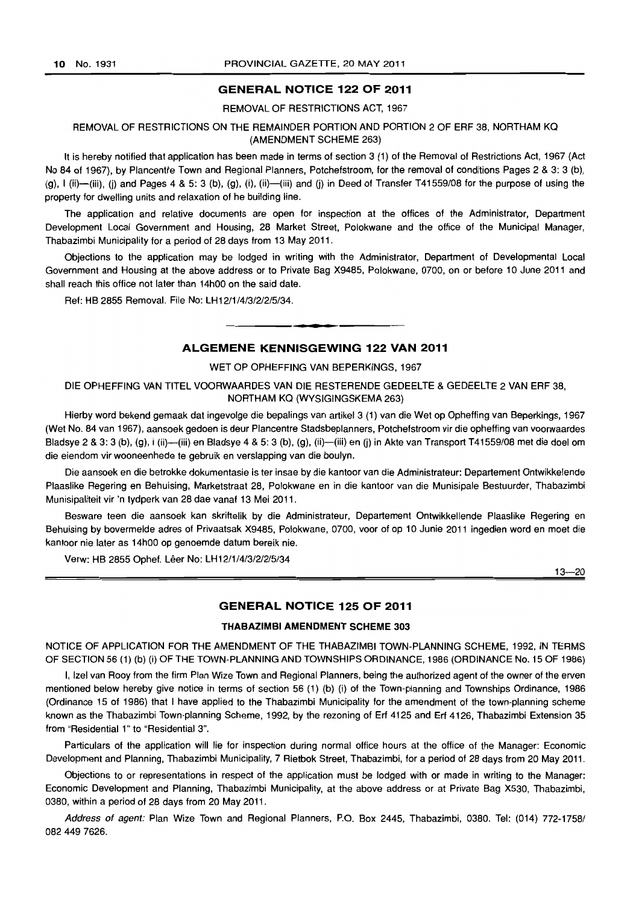## GENERAL NOTICE 122 OF 2011

REMOVAL OF RESTRICTIONS ACT, 1967

REMOVAL OF RESTRICTIONS ON THE REMAINDER PORTION AND PORTION 2 OF ERF 38, NORTHAM KQ (AMENDMENT SCHEME 263)

It is hereby notified that application has been made in terms of section 3 (1) of the Removal of Restrictions Act, 1967 (Act No 84 of 1967), by Plancentre Town and Regional Planners, Potchefstroom, for the removal of conditions Pages 2 & 3: 3 (b), (g), I (ii)—(iii), (j) and Pages 4 & 5: 3 (b), (g), (i), (ii)—(iii) and (j) in Deed of Transfer T41559/08 for the purpose of using the property for dwelling units and relaxation of he building line.

The application and relative documents are open for inspection at the offices of the Administrator, Department Development Local Government and Housing, 28 Market Street, Polokwane and the office of the Municipal Manager, Thabazimbi Municipality for a period of 28 days from 13 May 2011.

Objections to the application may be lodged in writing with the Administrator, Department of Developmental Local Government and Housing at the above address or to Private Bag X9485, Polokwane, 0700, on or before 10 June 2011 and shall reach this office not later than 14h00 on the said date.

Ref: HB 2855 Removal. File No: LH12/1/4/3/2/2/5/34.

## ALGEMENE KENNISGEWING 122 VAN 2011

WET OP OPHEFFING VAN BEPERKINGS, 1967

DIE OPHEFFING VAN TITEL VOORWAARDES VAN DIE RESTERENDE GEDEELTE & GEDEELTE 2 VAN ERF 38, NORTHAM KQ (WYSIGINGSKEMA 263)

Hierby word bekend gemaak dat ingevolge die bepalings van artikel 3 (1) van die Wet op Opheffing van Beperkings, 1967 (Wet No. 84 van 1967), aansoek gedoen is deur Plancentre Stadsbeplanners, Potchefstroom vir die opheffing van voorwaardes Bladsye 2 & 3: 3 (b), (g), i (ii)—(iii) en Bladsye 4 & 5: 3 (b), (g), (ii)—(iii) en (j) in Akte van Transport T41559/08 met die doel om die eiendom vir wooneenhede te gebruik en verslapping van die boulyn.

Die aansoek en die betrokke dokumentasie is ter insae by die kantoor van die Administrateur: Departement Ontwikkelende Plaaslike Regering en Behuising, Marketstraat 28, Polokwane en in die kantoor van die Munisipale Bestuurder, Thabazimbi Munisipaliteit vir 'n tydperk van 28 dae vanaf 13 Mei 2011.

Besware teen die aansoek kan skriftelik by die Administrateur, Departement Ontwikkellende Plaaslike Regering en Behuising by bovermelde adres of Privaatsak X9485, Polokwane, 0700, voor of op 10 Junie 2011 ingedien word en moet die kantoor nie later as 14h00 op genoemde datum bereik nie.

Verw: HB 2855 Ophef. Lêer No: LH12/1/4/3/2/2/5/34

13—20

## GENERAL NOTICE 125 OF 2011

**THABAZIMBI AMENDMENT SCHEME 303**

NOTICE OF APPLICATION FOR THE AMENDMENT OF THE THABAZIMBI TOWN-PLANNING SCHEME, 1992, IN TERMS OF SECTION 56 (1) (b) (i) OF THE TOWN-PLANNING AND TOWNSHIPS ORDINANCE, 1986 (ORDINANCE No. 15 OF 1986)

I, Izel van Rooy from the firm Plan Wize Town and Regional Planners, being the authorized agent of the owner of the erven mentioned below hereby give notice in terms of section 56 (1) (b) (i) of the Town-planning and Townships Ordinance, 1986 (Ordinance 15 of 1986) that I have applied to the Thabazimbi Municipality for the amendment of the town-planning scheme known as the Thabazimbi Town-planning Scheme, 1992, by the rezoning of Erf 4125 and Erf 4126, Thabazimbi Extension 35 from "Residential 1" to "Residential 3".

Particulars of the application will lie for inspection during normal office hours at the office of the Manager: Economic Development and Planning, Thabazimbi Municipality, 7 Rietbok Street, Thabazimbi, for a period of 28 days from 20 May 2011.

Objections to or representations in respect of the application must be lodged with or made in writing to the Manager: Economic Development and Planning, Thabazimbi Municipality, at the above address or at Private Bag X530, Thabazimbi, 0380, within a period of 28 days from 20 May 2011.

*Address of agent:* Plan Wize Town and Regional Planners, P.O. Box 2445, Thabazimbi, 0380. Tel: (014) 772-1758/ 082 449 7626.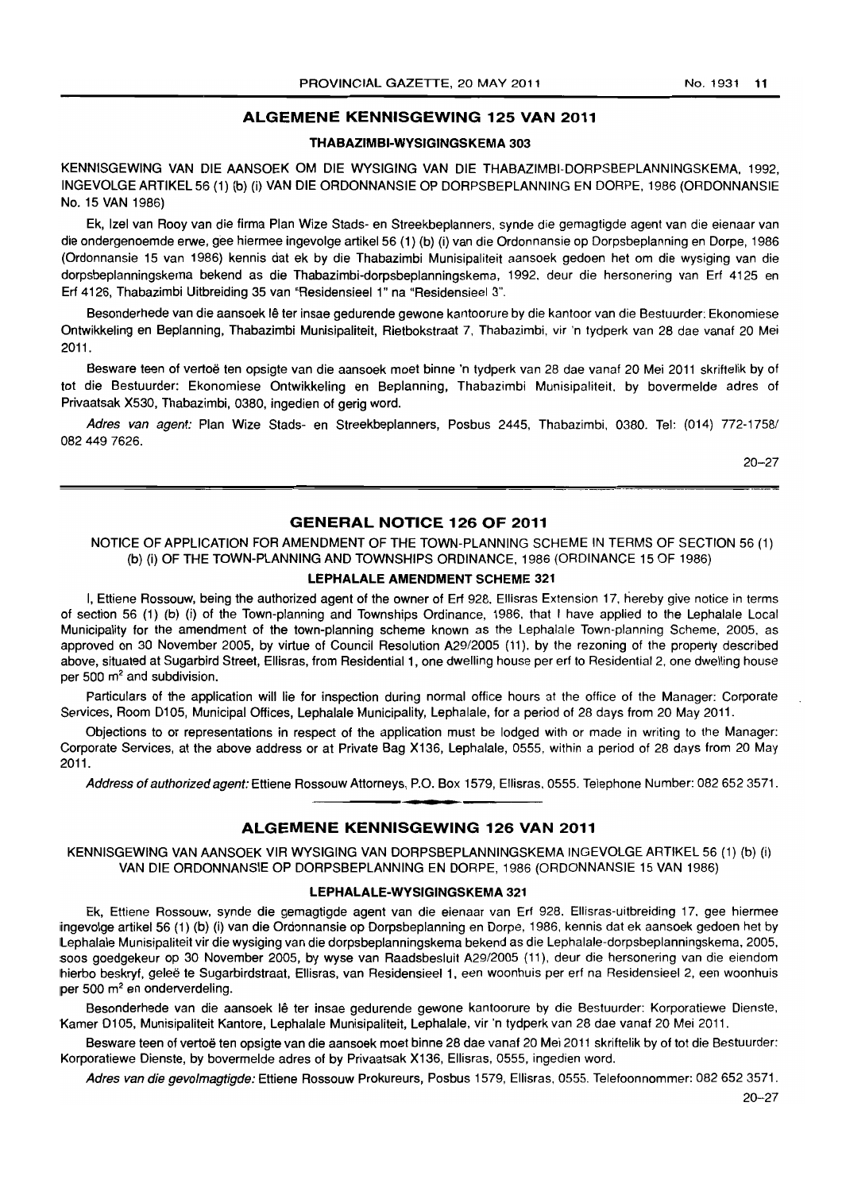## ALGEMENE KENNISGEWING 125 VAN 2011

### THABAZIMBI-WYSIGINGSKEMA 303

KENNISGEWING VAN DIE AANSOEK OM DIE WYSIGING VAN DIE THABAZIMBI-DORPSBEPLANNINGSKEMA, 1992, INGEVOLGE ARTIKEL 56 (1) (b) (i) VAN DIE ORDONNANSIE OP DORPSBEPLANNING EN DORPE, 1986 (ORDONNANSIE No. 15 VAN 1986)

Ek, Izel van Rooy van die firma Plan Wize Stads- en Streekbeplanners, synde die gemagtigde agent van die eienaar van die ondergenoemde erwe, gee hiermee ingevolge artikel 56 (1) (b) (i) van die Ordonnansie op Dorpsbeplanning en Dorpe, 1986 (Ordonnansie 15 van 1986) kennis dat ek by die Thabazimbi Munisipaliteit aansoek gedoen het om die wysiging van die dorpsbeplanningskema bekend as die Thabazimbi-dorpsbeplanningskema, 1992, deur die hersonering van Erf 4125 en Erf 4126, Thabazimbi Uitbreiding 35 van "Residensieel 1" na "Residensieel 3".

Besonderhede van die aansoek lê ter insae gedurende gewone kantoorure by die kantoor van die Bestuurder: Ekonomiese Ontwikkeling en Beplanning, Thabazimbi Munisipaliteit, Rietbokstraat 7, Thabazimbi, vir 'n tydperk van 28 dae vanaf 20 Mei 2011.

Besware teen of vertoë ten opsigte van die aansoek moet binne 'n tydperk van 28 dae vanaf 20 Mei 2011 skriftelik by of tot die Bestuurder: Ekonomiese Ontwikkeling en Beplanning, Thabazimbi Munisipaliteit, by bovermelde adres of Privaatsak X530, Thabazimbi, 0380, ingedien of gerig word.

*Adres van agent:* Plan Wize Stads- en Streekbeplanners, Posbus 2445, Thabazimbi, 0380. Tel: (014) 772-1758/ 082 449 7626.

20–27

---

## GENERAL NOTICE 126 OF 2011

NOTICE OF APPLICATION FOR AMENDMENT OF THE TOWN-PLANNING SCHEME IN TERMS OF SECTION 56 (1) (b) (i) OF THE TOWN-PLANNING AND TOWNSHIPS ORDINANCE, 1986 (ORDINANCE 15 OF 1986)

### LEPHALALE AMENDMENT SCHEME 321

I, Ettiene Rossouw, being the authorized agent of the owner of Erf 928, Ellisras Extension 17, hereby give notice in terms of section 56 (1) (b) (i) of the Town-planning and Townships Ordinance, 1986, that I have applied to the Lephalale Local Municipality for the amendment of the town-planning scheme known as the Lephalale Town-planning Scheme, 2005, as approved on 30 November 2005, by virtue of Council Resolution A29/2005 (11), by the rezoning of the property described above, situated at Sugarbird Street, Ellisras, from Residential 1, one dwelling house per erf to Residential 2, one dwelling house per 500 m² and subdivision.

Particulars of the application will lie for inspection during normal office hours at the office of the Manager: Corporate Services, Room D105, Municipal Offices, Lephalale Municipality, Lephalale, for a period of 28 days from 20 May 2011.

Objections to or representations in respect of the application must be lodged with or made in writing to the Manager: Corporate Services, at the above address or at Private Bag X136, Lephalale, 0555, within a period of 28 days from 20 May 2011.

*Address of authorized agent:* Ettiene Rossouw Attorneys, P.O. Box 1579, Ellisras, 0555. Telephone Number: 082 652 3571.

---

## ALGEMENE KENNISGEWING 126 VAN 2011

KENNISGEWING VAN AANSOEK VIR WYSIGING VAN DORPSBEPLANNINGSKEMA INGEVOLGE ARTIKEL 56 (1) (b) (i) VAN DIE ORDONNANSIE OP DORPSBEPLANNING EN DORPE, 1986 (ORDONNANSIE 15 VAN 1986)

### LEPHALALE-WYSIGINGSKEMA 321

Ek, Ettiene Rossouw, synde die gemagtigde agent van die eienaar van Erf 928, Ellisras-uitbreiding 17, gee hiermee ingevolge artikel 56 (1) (b) (i) van die Ordonnansie op Dorpsbeplanning en Dorpe, 1986, kennis dat ek aansoek gedoen het by Lephalale Munisipaliteit vir die wysiging van die dorpsbeplanningskema bekend as die Lephalale-dorpsbeplanningskema, 2005, soos goedgekeur op 30 November 2005, by wyse van Raadsbesluit A29/2005 (11), deur die hersonering van die eiendom hierbo beskryf, geleë te Sugarbirdstraat, Ellisras, van Residensieel 1, een woonhuis per erf na Residensieel 2, een woonhuis per 500 m² en onderverdeling.

Besonderhede van die aansoek lê ter insae gedurende gewone kantoorure by die Bestuurder: Korporatiewe Dienste, Kamer D105, Munisipaliteit Kantore, Lephalale Munisipaliteit, Lephalale, vir 'n tydperk van 28 dae vanaf 20 Mei 2011.

Besware teen of vertoë ten opsigte van die aansoek moet binne 28 dae vanaf 20 Mei 2011 skriftelik by of tot die Bestuurder: Korporatiewe Dienste, by bovermelde adres of by Privaatsak X136, Ellisras, 0555, ingedien word.

*Adres van die gevolmagtigde:* Ettiene Rossouw Prokureurs, Posbus 1579, Ellisras, 0555. Telefoonnommer: 082 652 3571.

20–27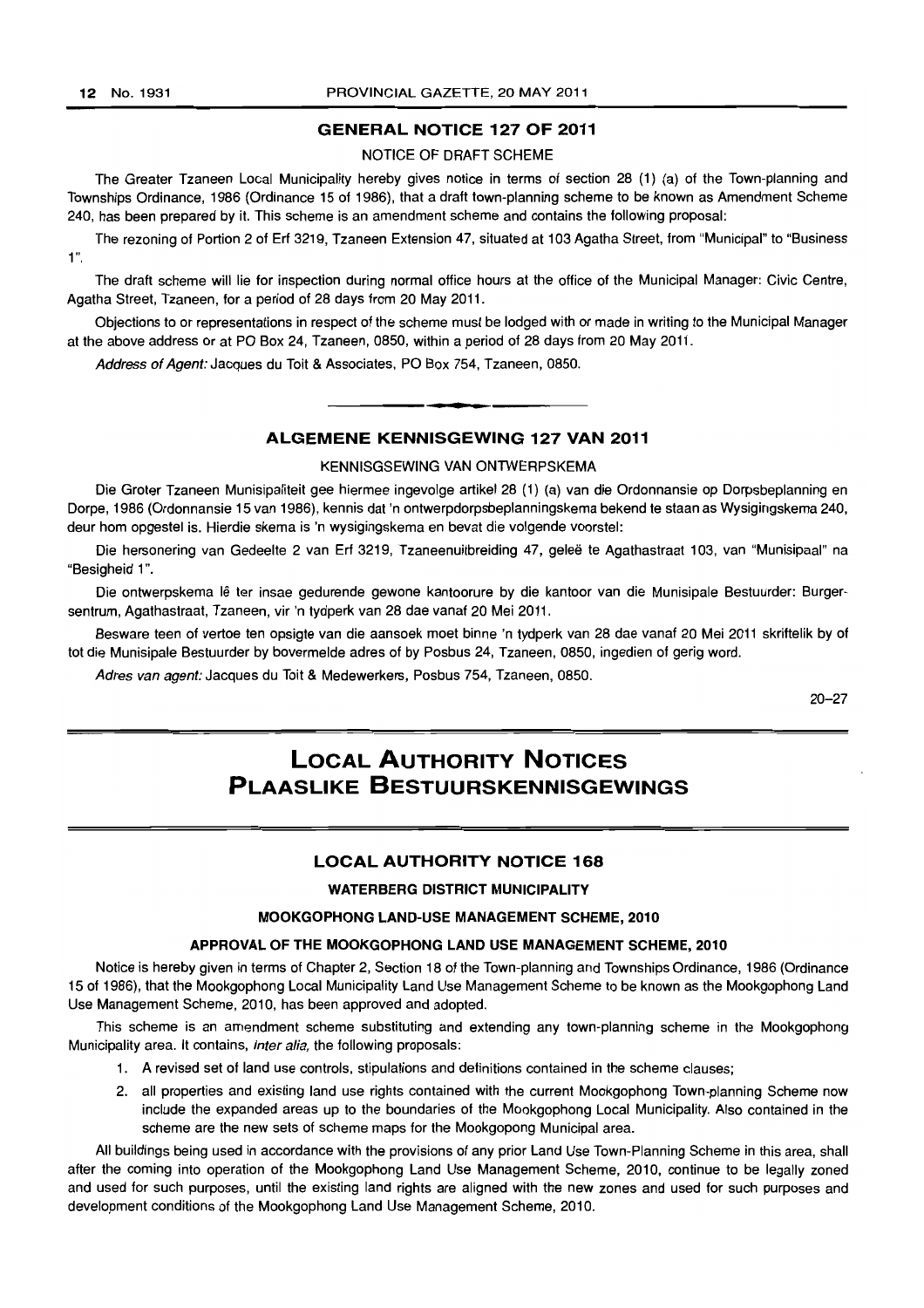## GENERAL NOTICE 127 OF 2011

NOTICE OF DRAFT SCHEME

The Greater Tzaneen Local Municipality hereby gives notice in terms of section 28 (1) (a) of the Town-planning and Townships Ordinance, 1986 (Ordinance 15 of 1986), that a draft town-planning scheme to be known as Amendment Scheme 240, has been prepared by it. This scheme is an amendment scheme and contains the following proposal:

The rezoning of Portion 2 of Erf 3219, Tzaneen Extension 47, situated at 103 Agatha Street, from "Municipal" to "Business 1".

The draft scheme will lie for inspection during normal office hours at the office of the Municipal Manager: Civic Centre, Agatha Street, Tzaneen, for a period of 28 days from 20 May 2011.

Objections to or representations in respect of the scheme must be lodged with or made in writing to the Municipal Manager at the above address or at PO Box 24, Tzaneen, 0850, within a period of 28 days from 20 May 2011.

*Address of Agent:* Jacques du Toit & Associates, PO Box 754, Tzaneen, 0850.

---

## ALGEMENE KENNISGEWING 127 VAN 2011

KENNISGSEWING VAN ONTWERPSKEMA

Die Groter Tzaneen Munisipaliteit gee hiermee ingevolge artikel 28 (1) (a) van die Ordonnansie op Dorpsbeplanning en Dorpe, 1986 (Ordonnansie 15 van 1986), kennis dat 'n ontwerpdorpsbeplanningskema bekend te staan as Wysigingskema 240, deur hom opgestel is. Hierdie skema is 'n wysigingskema en bevat die volgende voorstel:

Die hersonering van Gedeelte 2 van Erf 3219, Tzaneenuitbreiding 47, geleë te Agathastraat 103, van "Munisipaal" na "Besigheid 1".

Die ontwerpskema lê ter insae gedurende gewone kantoorure by die kantoor van die Munisipale Bestuurder: Burgersentrum, Agathastraat, Tzaneen, vir 'n tydperk van 28 dae vanaf 20 Mei 2011.

Besware teen of vertoe ten opsigte van die aansoek moet binne 'n tydperk van 28 dae vanaf 20 Mei 2011 skriftelik by of tot die Munisipale Bestuurder by bovermelde adres of by Posbus 24, Tzaneen, 0850, ingedien of gerig word.

*Adres van agent:* Jacques du Toit & Medewerkers, Posbus 754, Tzaneen, 0850.

20–27

# LOCAL AUTHORITY NOTICES
# PLAASLIKE BESTUURSKENNISGEWINGS

## LOCAL AUTHORITY NOTICE 168

### WATERBERG DISTRICT MUNICIPALITY

### MOOKGOPHONG LAND-USE MANAGEMENT SCHEME, 2010

### APPROVAL OF THE MOOKGOPHONG LAND USE MANAGEMENT SCHEME, 2010

Notice is hereby given in terms of Chapter 2, Section 18 of the Town-planning and Townships Ordinance, 1986 (Ordinance 15 of 1986), that the Mookgophong Local Municipality Land Use Management Scheme to be known as the Mookgophong Land Use Management Scheme, 2010, has been approved and adopted.

This scheme is an amendment scheme substituting and extending any town-planning scheme in the Mookgophong Municipality area. It contains, *inter alia,* the following proposals:

1. A revised set of land use controls, stipulations and definitions contained in the scheme clauses;
2. all properties and existing land use rights contained with the current Mookgophong Town-planning Scheme now include the expanded areas up to the boundaries of the Mookgophong Local Municipality. Also contained in the scheme are the new sets of scheme maps for the Mookgopong Municipal area.

All buildings being used in accordance with the provisions of any prior Land Use Town-Planning Scheme in this area, shall after the coming into operation of the Mookgophong Land Use Management Scheme, 2010, continue to be legally zoned and used for such purposes, until the existing land rights are aligned with the new zones and used for such purposes and development conditions of the Mookgophong Land Use Management Scheme, 2010.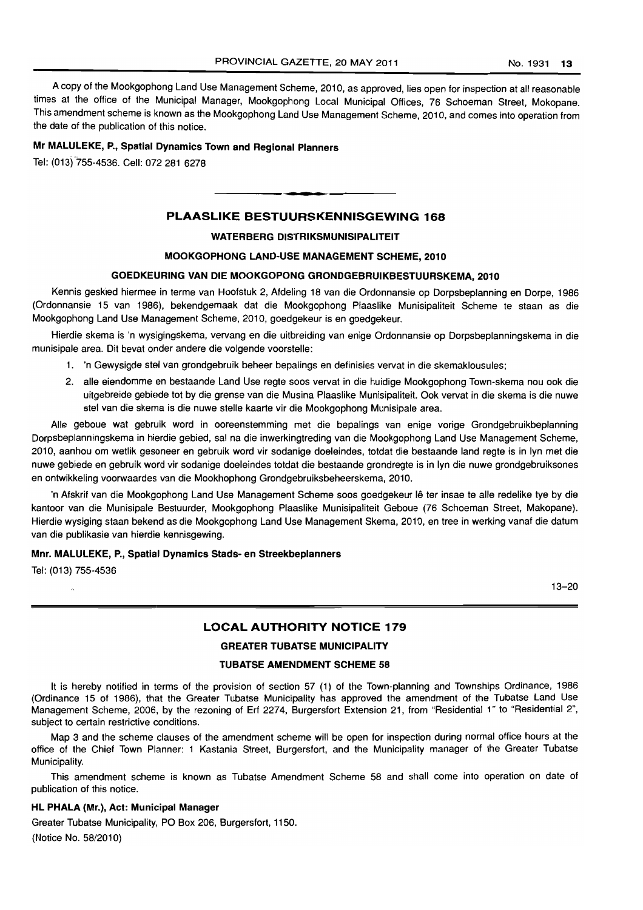A copy of the Mookgophong Land Use Management Scheme, 2010, as approved, lies open for inspection at all reasonable times at the office of the Municipal Manager, Mookgophong Local Municipal Offices, 76 Schoeman Street, Mokopane. This amendment scheme is known as the Mookgophong Land Use Management Scheme, 2010, and comes into operation from the date of the publication of this notice.

**Mr MALULEKE, P., Spatial Dynamics Town and Regional Planners**

Tel: (013) 755-4536. Cell: 072 281 6278

---

## PLAASLIKE BESTUURSKENNISGEWING 168

### WATERBERG DISTRIKSMUNISIPALITEIT

### MOOKGOPHONG LAND-USE MANAGEMENT SCHEME, 2010

### GOEDKEURING VAN DIE MOOKGOPONG GRONDGEBRUIKBESTUURSKEMA, 2010

Kennis geskied hiermee in terme van Hoofstuk 2, Afdeling 18 van die Ordonnansie op Dorpsbeplanning en Dorpe, 1986 (Ordonnansie 15 van 1986), bekendgemaak dat die Mookgophong Plaaslike Munisipaliteit Scheme te staan as die Mookgophong Land Use Management Scheme, 2010, goedgekeur is en goedgekeur.

Hierdie skema is 'n wysigingskema, vervang en die uitbreiding van enige Ordonnansie op Dorpsbeplanningskema in die munisipale area. Dit bevat onder andere die volgende voorstelle:

1. 'n Gewysigde stel van grondgebruik beheer bepalings en definisies vervat in die skemaklousules;
2. alle eiendomme en bestaande Land Use regte soos vervat in die huidige Mookgophong Town-skema nou ook die uitgebreide gebiede tot by die grense van die Musina Plaaslike Munisipaliteit. Ook vervat in die skema is die nuwe stel van die skema is die nuwe stelle kaarte vir die Mookgophong Munisipale area.

Alle geboue wat gebruik word in ooreenstemming met die bepalings van enige vorige Grondgebruikbeplanning Dorpsbeplanningskema in hierdie gebied, sal na die inwerkingtreding van die Mookgophong Land Use Management Scheme, 2010, aanhou om wetlik gesoneer en gebruik word vir sodanige doeleindes, totdat die bestaande land regte is in lyn met die nuwe gebiede en gebruik word vir sodanige doeleindes totdat die bestaande grondregte is in lyn die nuwe grondgebruiksones en ontwikkeling voorwaardes van die Mookhophong Grondgebruiksbeheerskema, 2010.

'n Afskrif van die Mookgophong Land Use Management Scheme soos goedgekeur lê ter insae te alle redelike tye by die kantoor van die Munisipale Bestuurder, Mookgophong Plaaslike Munisipaliteit Geboue (76 Schoeman Street, Makopane). Hierdie wysiging staan bekend as die Mookgophong Land Use Management Skema, 2010, en tree in werking vanaf die datum van die publikasie van hierdie kennisgewing.

**Mnr. MALULEKE, P., Spatial Dynamics Stads- en Streekbeplanners**

Tel: (013) 755-4536

13–20

---

## LOCAL AUTHORITY NOTICE 179

### GREATER TUBATSE MUNICIPALITY

### TUBATSE AMENDMENT SCHEME 58

It is hereby notified in terms of the provision of section 57 (1) of the Town-planning and Townships Ordinance, 1986 (Ordinance 15 of 1986), that the Greater Tubatse Municipality has approved the amendment of the Tubatse Land Use Management Scheme, 2006, by the rezoning of Erf 2274, Burgersfort Extension 21, from "Residential 1" to "Residential 2", subject to certain restrictive conditions.

Map 3 and the scheme clauses of the amendment scheme will be open for inspection during normal office hours at the office of the Chief Town Planner: 1 Kastania Street, Burgersfort, and the Municipality manager of the Greater Tubatse Municipality.

This amendment scheme is known as Tubatse Amendment Scheme 58 and shall come into operation on date of publication of this notice.

**HL PHALA (Mr.), Act: Municipal Manager**

Greater Tubatse Municipality, PO Box 206, Burgersfort, 1150.

(Notice No. 58/2010)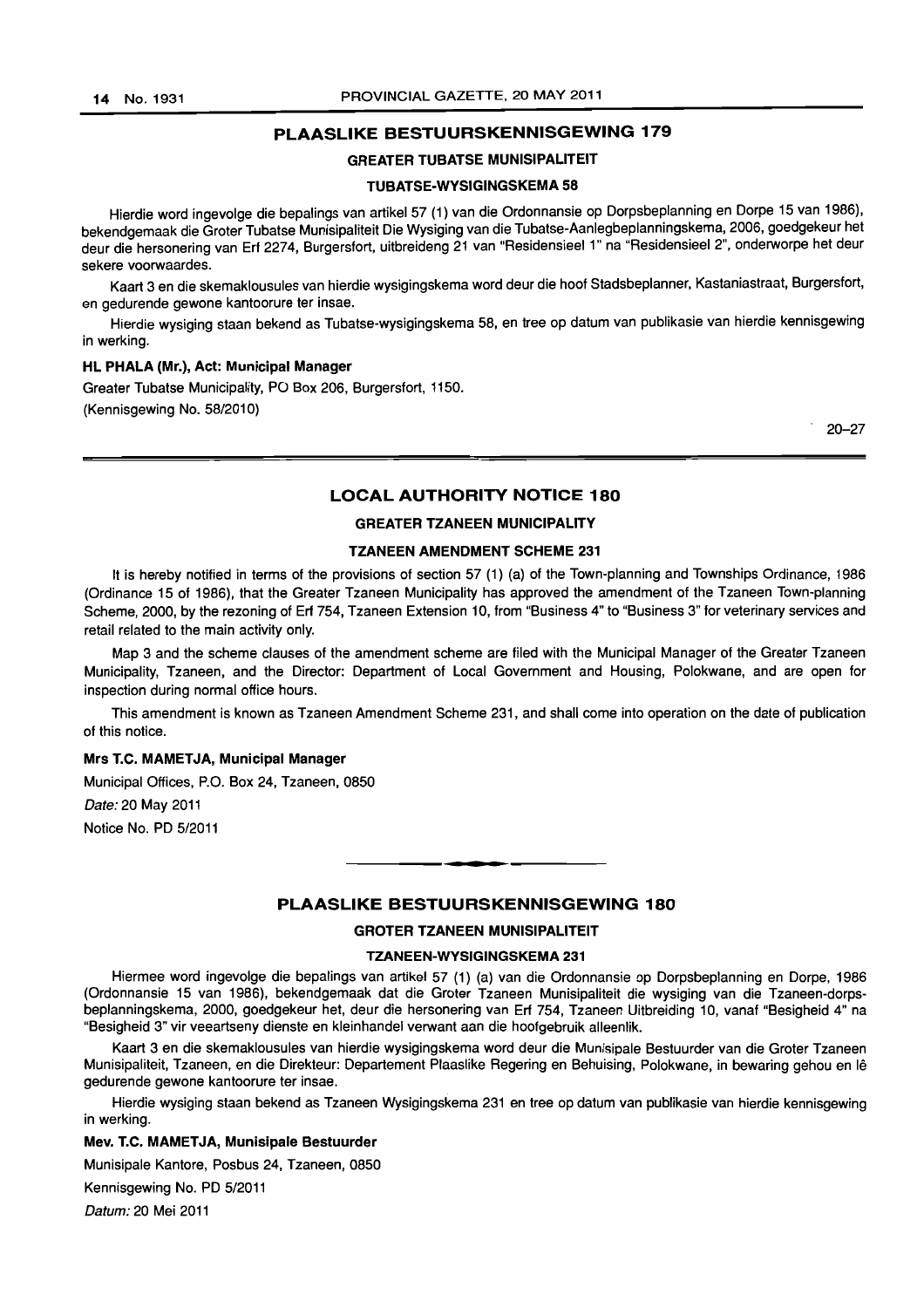## PLAASLIKE BESTUURSKENNISGEWING 179

### GREATER TUBATSE MUNISIPALITEIT

### TUBATSE-WYSIGINGSKEMA 58

Hierdie word ingevolge die bepalings van artikel 57 (1) van die Ordonnansie op Dorpsbeplanning en Dorpe 15 van 1986), bekendgemaak die Groter Tubatse Munisipaliteit Die Wysiging van die Tubatse-Aanlegbeplanningskema, 2006, goedgekeur het deur die hersonering van Erf 2274, Burgersfort, uitbreideng 21 van "Residensieel 1" na "Residensieel 2", onderworpe het deur sekere voorwaardes.

Kaart 3 en die skemaklousules van hierdie wysigingskema word deur die hoof Stadsbeplanner, Kastaniastraat, Burgersfort, en gedurende gewone kantoorure ter insae.

Hierdie wysiging staan bekend as Tubatse-wysigingskema 58, en tree op datum van publikasie van hierdie kennisgewing in werking.

**HL PHALA (Mr.), Act: Municipal Manager**

Greater Tubatse Municipality, PO Box 206, Burgersfort, 1150.

(Kennisgewing No. 58/2010)

20–27

## LOCAL AUTHORITY NOTICE 180

### GREATER TZANEEN MUNICIPALITY

### TZANEEN AMENDMENT SCHEME 231

It is hereby notified in terms of the provisions of section 57 (1) (a) of the Town-planning and Townships Ordinance, 1986 (Ordinance 15 of 1986), that the Greater Tzaneen Municipality has approved the amendment of the Tzaneen Town-planning Scheme, 2000, by the rezoning of Erf 754, Tzaneen Extension 10, from "Business 4" to "Business 3" for veterinary services and retail related to the main activity only.

Map 3 and the scheme clauses of the amendment scheme are filed with the Municipal Manager of the Greater Tzaneen Municipality, Tzaneen, and the Director: Department of Local Government and Housing, Polokwane, and are open for inspection during normal office hours.

This amendment is known as Tzaneen Amendment Scheme 231, and shall come into operation on the date of publication of this notice.

**Mrs T.C. MAMETJA, Municipal Manager**

Municipal Offices, P.O. Box 24, Tzaneen, 0850

*Date:* 20 May 2011

Notice No. PD 5/2011

## PLAASLIKE BESTUURSKENNISGEWING 180

### GROTER TZANEEN MUNISIPALITEIT

### TZANEEN-WYSIGINGSKEMA 231

Hiermee word ingevolge die bepalings van artikel 57 (1) (a) van die Ordonnansie op Dorpsbeplanning en Dorpe, 1986 (Ordonnansie 15 van 1986), bekendgemaak dat die Groter Tzaneen Munisipaliteit die wysiging van die Tzaneen-dorpsbeplanningskema, 2000, goedgekeur het, deur die hersonering van Erf 754, Tzaneen Uitbreiding 10, vanaf "Besigheid 4" na "Besigheid 3" vir veeartseny dienste en kleinhandel verwant aan die hoofgebruik alleenlik.

Kaart 3 en die skemaklousules van hierdie wysigingskema word deur die Munisipale Bestuurder van die Groter Tzaneen Munisipaliteit, Tzaneen, en die Direkteur: Departement Plaaslike Regering en Behuising, Polokwane, in bewaring gehou en lê gedurende gewone kantoorure ter insae.

Hierdie wysiging staan bekend as Tzaneen Wysigingskema 231 en tree op datum van publikasie van hierdie kennisgewing in werking.

**Mev. T.C. MAMETJA, Munisipale Bestuurder**

Munisipale Kantore, Posbus 24, Tzaneen, 0850

Kennisgewing No. PD 5/2011

*Datum:* 20 Mei 2011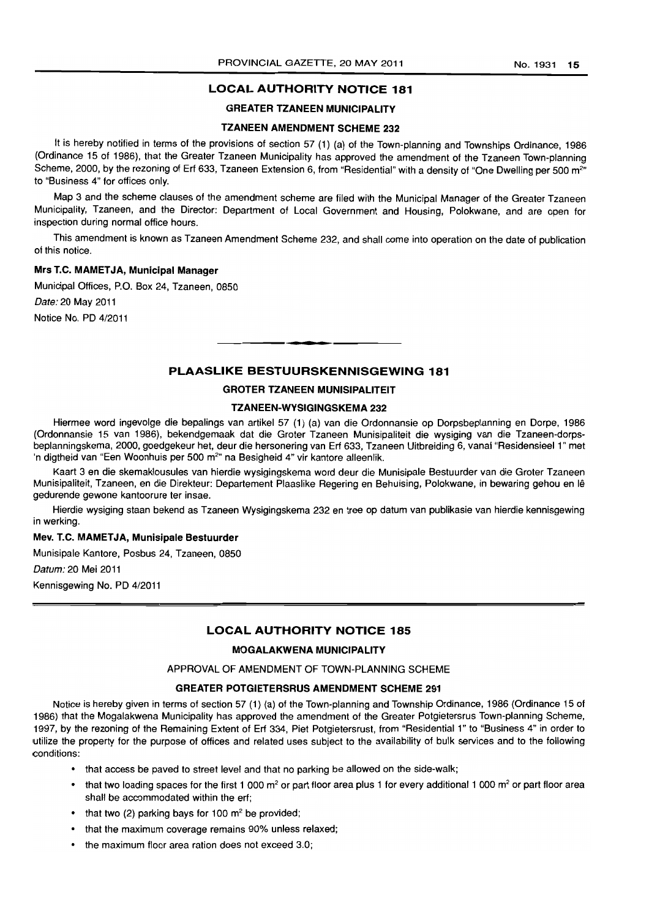## LOCAL AUTHORITY NOTICE 181

### GREATER TZANEEN MUNICIPALITY

### TZANEEN AMENDMENT SCHEME 232

It is hereby notified in terms of the provisions of section 57 (1) (a) of the Town-planning and Townships Ordinance, 1986 (Ordinance 15 of 1986), that the Greater Tzaneen Municipality has approved the amendment of the Tzaneen Town-planning Scheme, 2000, by the rezoning of Erf 633, Tzaneen Extension 6, from "Residential" with a density of "One Dwelling per 500 m$^2$" to "Business 4" for offices only.

Map 3 and the scheme clauses of the amendment scheme are filed with the Municipal Manager of the Greater Tzaneen Municipality, Tzaneen, and the Director: Department of Local Government and Housing, Polokwane, and are open for inspection during normal office hours.

This amendment is known as Tzaneen Amendment Scheme 232, and shall come into operation on the date of publication of this notice.

**Mrs T.C. MAMETJA, Municipal Manager**

Municipal Offices, P.O. Box 24, Tzaneen, 0850

*Date:* 20 May 2011

Notice No. PD 4/2011

---

## PLAASLIKE BESTUURSKENNISGEWING 181

### GROTER TZANEEN MUNISIPALITEIT

### TZANEEN-WYSIGINGSKEMA 232

Hiermee word ingevolge die bepalings van artikel 57 (1) (a) van die Ordonnansie op Dorpsbeplanning en Dorpe, 1986 (Ordonnansie 15 van 1986), bekendgemaak dat die Groter Tzaneen Munisipaliteit die wysiging van die Tzaneen-dorpsbeplanningskema, 2000, goedgekeur het, deur die hersonering van Erf 633, Tzaneen Uitbreiding 6, vanaf "Residensieel 1" met 'n digtheid van "Een Woonhuis per 500 m$^2$" na Besigheid 4" vir kantore alleenlik.

Kaart 3 en die skemaklousules van hierdie wysigingskema word deur die Munisipale Bestuurder van die Groter Tzaneen Munisipaliteit, Tzaneen, en die Direkteur: Departement Plaaslike Regering en Behuising, Polokwane, in bewaring gehou en lê gedurende gewone kantoorure ter insae.

Hierdie wysiging staan bekend as Tzaneen Wysigingskema 232 en tree op datum van publikasie van hierdie kennisgewing in werking.

**Mev. T.C. MAMETJA, Munisipale Bestuurder**

Munisipale Kantore, Posbus 24, Tzaneen, 0850

*Datum:* 20 Mei 2011

Kennisgewing No. PD 4/2011

---

## LOCAL AUTHORITY NOTICE 185

### MOGALAKWENA MUNICIPALITY

APPROVAL OF AMENDMENT OF TOWN-PLANNING SCHEME

### GREATER POTGIETERSRUS AMENDMENT SCHEME 291

Notice is hereby given in terms of section 57 (1) (a) of the Town-planning and Township Ordinance, 1986 (Ordinance 15 of 1986) that the Mogalakwena Municipality has approved the amendment of the Greater Potgietersrus Town-planning Scheme, 1997, by the rezoning of the Remaining Extent of Erf 334, Piet Potgietersrust, from "Residential 1" to "Business 4" in order to utilize the property for the purpose of offices and related uses subject to the availability of bulk services and to the following conditions:

- that access be paved to street level and that no parking be allowed on the side-walk;
- that two loading spaces for the first 1 000 m$^2$ or part floor area plus 1 for every additional 1 000 m$^2$ or part floor area shall be accommodated within the erf;
- that two (2) parking bays for 100 m$^2$ be provided;
- that the maximum coverage remains 90% unless relaxed;
- the maximum floor area ration does not exceed 3.0;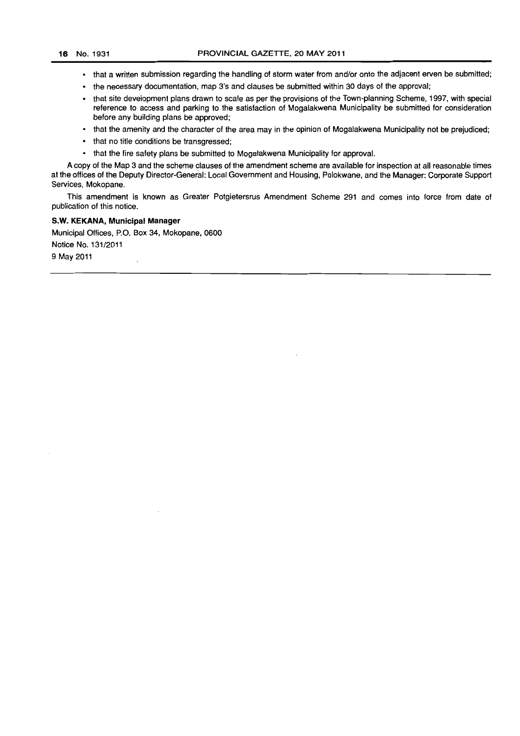- that a written submission regarding the handling of storm water from and/or onto the adjacent erven be submitted;
- the necessary documentation, map 3's and clauses be submitted within 30 days of the approval;
- that site development plans drawn to scale as per the provisions of the Town-planning Scheme, 1997, with special reference to access and parking to the satisfaction of Mogalakwena Municipality be submitted for consideration before any building plans be approved;
- that the amenity and the character of the area may in the opinion of Mogalakwena Municipality not be prejudiced;
- that no title conditions be transgressed;
- that the fire safety plans be submitted to Mogalakwena Municipality for approval.

A copy of the Map 3 and the scheme clauses of the amendment scheme are available for inspection at all reasonable times at the offices of the Deputy Director-General: Local Government and Housing, Polokwane, and the Manager: Corporate Support Services, Mokopane.

This amendment is known as Greater Potgietersrus Amendment Scheme 291 and comes into force from date of publication of this notice.

**S.W. KEKANA, Municipal Manager**

Municipal Offices, P.O. Box 34, Mokopane, 0600

Notice No. 131/2011

9 May 2011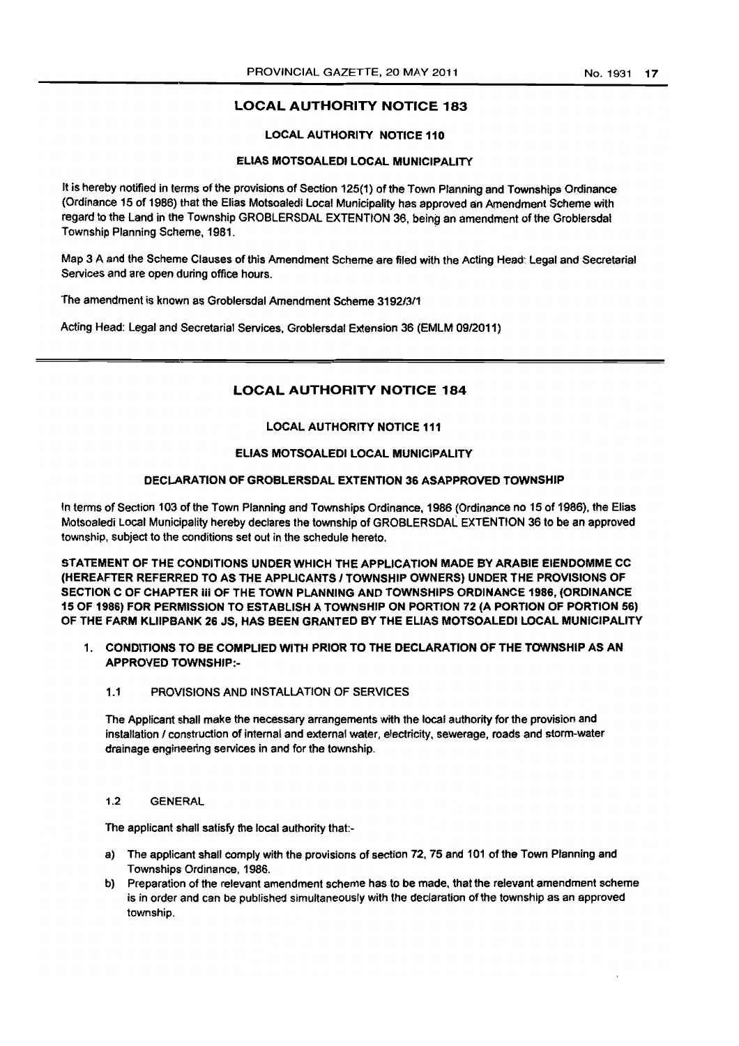## LOCAL AUTHORITY NOTICE 183

### LOCAL AUTHORITY NOTICE 110

### ELIAS MOTSOALEDI LOCAL MUNICIPALITY

It is hereby notified in terms of the provisions of Section 125(1) of the Town Planning and Townships Ordinance (Ordinance 15 of 1986) that the Elias Motsoaledi Local Municipality has approved an Amendment Scheme with regard to the Land in the Township GROBLERSDAL EXTENTION 36, being an amendment of the Groblersdal Township Planning Scheme, 1981.

Map 3 A and the Scheme Clauses of this Amendment Scheme are filed with the Acting Head: Legal and Secretarial Services and are open during office hours.

The amendment is known as Groblersdal Amendment Scheme 3192/3/1

Acting Head: Legal and Secretarial Services, Groblersdal Extension 36 (EMLM 09/2011)

---

## LOCAL AUTHORITY NOTICE 184

### LOCAL AUTHORITY NOTICE 111

### ELIAS MOTSOALEDI LOCAL MUNICIPALITY

### DECLARATION OF GROBLERSDAL EXTENTION 36 ASAPPROVED TOWNSHIP

In terms of Section 103 of the Town Planning and Townships Ordinance, 1986 (Ordinance no 15 of 1986), the Elias Motsoaledi Local Municipality hereby declares the township of GROBLERSDAL EXTENTION 36 to be an approved township, subject to the conditions set out in the schedule hereto.

**STATEMENT OF THE CONDITIONS UNDER WHICH THE APPLICATION MADE BY ARABIE EIENDOMME CC (HEREAFTER REFERRED TO AS THE APPLICANTS / TOWNSHIP OWNERS) UNDER THE PROVISIONS OF SECTION C OF CHAPTER iii OF THE TOWN PLANNING AND TOWNSHIPS ORDINANCE 1986, (ORDINANCE 15 OF 1986) FOR PERMISSION TO ESTABLISH A TOWNSHIP ON PORTION 72 (A PORTION OF PORTION 56) OF THE FARM KLIIPBANK 26 JS, HAS BEEN GRANTED BY THE ELIAS MOTSOALEDI LOCAL MUNICIPALITY**

1. **CONDITIONS TO BE COMPLIED WITH PRIOR TO THE DECLARATION OF THE TOWNSHIP AS AN APPROVED TOWNSHIP:-**

   1.1 PROVISIONS AND INSTALLATION OF SERVICES

   The Applicant shall make the necessary arrangements with the local authority for the provision and installation / construction of internal and external water, electricity, sewerage, roads and storm-water drainage engineering services in and for the township.

   1.2 GENERAL

   The applicant shall satisfy the local authority that:-

   a) The applicant shall comply with the provisions of section 72, 75 and 101 of the Town Planning and Townships Ordinance, 1986.
   b) Preparation of the relevant amendment scheme has to be made, that the relevant amendment scheme is in order and can be published simultaneously with the declaration of the township as an approved township.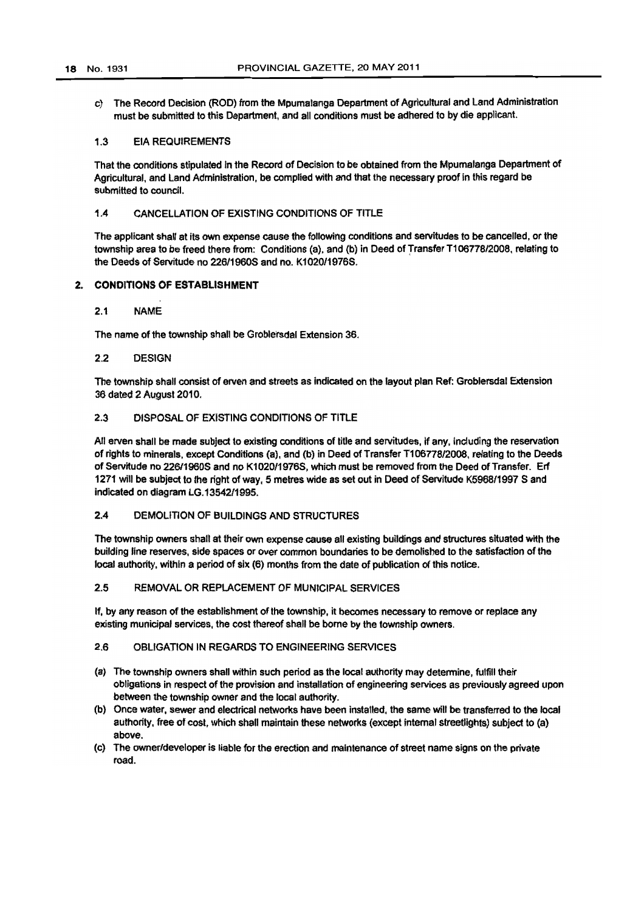c) The Record Decision (ROD) from the Mpumalanga Department of Agricultural and Land Administration must be submitted to this Department, and all conditions must be adhered to by die applicant.

### 1.3 EIA REQUIREMENTS

That the conditions stipulated in the Record of Decision to be obtained from the Mpumalanga Department of Agricultural, and Land Administration, be complied with and that the necessary proof in this regard be submitted to council.

### 1.4 CANCELLATION OF EXISTING CONDITIONS OF TITLE

The applicant shall at its own expense cause the following conditions and servitudes to be cancelled, or the township area to be freed there from: Conditions (a), and (b) in Deed of Transfer T106778/2008, relating to the Deeds of Servitude no 226/1960S and no. K1020/1976S.

## 2. CONDITIONS OF ESTABLISHMENT

### 2.1 NAME

The name of the township shall be Groblersdal Extension 36.

### 2.2 DESIGN

The township shall consist of erven and streets as indicated on the layout plan Ref: Groblersdal Extension 36 dated 2 August 2010.

### 2.3 DISPOSAL OF EXISTING CONDITIONS OF TITLE

All erven shall be made subject to existing conditions of title and servitudes, if any, including the reservation of rights to minerals, except Conditions (a), and (b) in Deed of Transfer T106778/2008, relating to the Deeds of Servitude no 226/1960S and no K1020/1976S, which must be removed from the Deed of Transfer. Erf 1271 will be subject to the right of way, 5 metres wide as set out in Deed of Servitude K5968/1997 S and indicated on diagram LG.13542/1995.

### 2.4 DEMOLITION OF BUILDINGS AND STRUCTURES

The township owners shall at their own expense cause all existing buildings and structures situated with the building line reserves, side spaces or over common boundaries to be demolished to the satisfaction of the local authority, within a period of six (6) months from the date of publication of this notice.

### 2.5 REMOVAL OR REPLACEMENT OF MUNICIPAL SERVICES

If, by any reason of the establishment of the township, it becomes necessary to remove or replace any existing municipal services, the cost thereof shall be borne by the township owners.

### 2.6 OBLIGATION IN REGARDS TO ENGINEERING SERVICES

(a) The township owners shall within such period as the local authority may determine, fulfill their obligations in respect of the provision and installation of engineering services as previously agreed upon between the township owner and the local authority.

(b) Once water, sewer and electrical networks have been installed, the same will be transferred to the local authority, free of cost, which shall maintain these networks (except internal streetlights) subject to (a) above.

(c) The owner/developer is liable for the erection and maintenance of street name signs on the private road.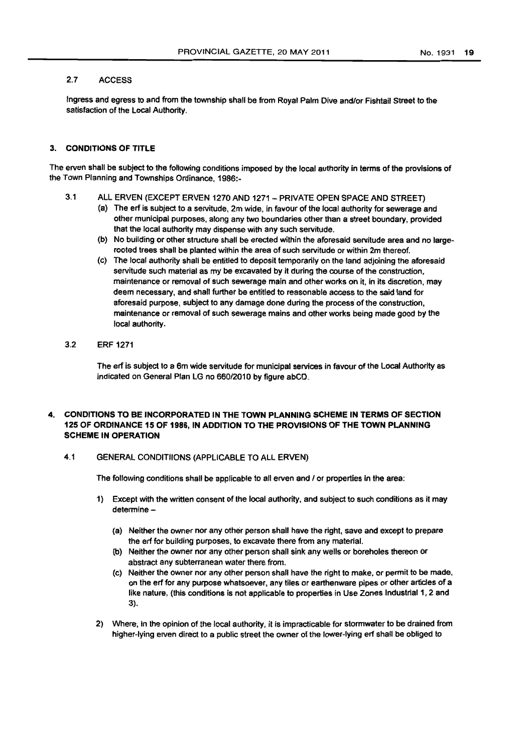### 2.7 ACCESS

Ingress and egress to and from the township shall be from Royal Palm Dive and/or Fishtail Street to the satisfaction of the Local Authority.

## 3. CONDITIONS OF TITLE

The erven shall be subject to the following conditions imposed by the local authority in terms of the provisions of the Town Planning and Townships Ordinance, 1986:-

### 3.1 ALL ERVEN (EXCEPT ERVEN 1270 AND 1271 – PRIVATE OPEN SPACE AND STREET)

(a) The erf is subject to a servitude, 2m wide, in favour of the local authority for sewerage and other municipal purposes, along any two boundaries other than a street boundary, provided that the local authority may dispense with any such servitude.

(b) No building or other structure shall be erected within the aforesaid servitude area and no large-rooted trees shall be planted within the area of such servitude or within 2m thereof.

(c) The local authority shall be entitled to deposit temporarily on the land adjoining the aforesaid servitude such material as my be excavated by it during the course of the construction, maintenance or removal of such sewerage main and other works on it, in its discretion, may deem necessary, and shall further be entitled to reasonable access to the said land for aforesaid purpose, subject to any damage done during the process of the construction, maintenance or removal of such sewerage mains and other works being made good by the local authority.

### 3.2 ERF 1271

The erf is subject to a 6m wide servitude for municipal services in favour of the Local Authority as indicated on General Plan LG no 660/2010 by figure abCD.

## 4. CONDITIONS TO BE INCORPORATED IN THE TOWN PLANNING SCHEME IN TERMS OF SECTION 125 OF ORDINANCE 15 OF 1986, IN ADDITION TO THE PROVISIONS OF THE TOWN PLANNING SCHEME IN OPERATION

### 4.1 GENERAL CONDITIIONS (APPLICABLE TO ALL ERVEN)

The following conditions shall be applicable to all erven and / or properties in the area:

1) Except with the written consent of the local authority, and subject to such conditions as it may determine –

   (a) Neither the owner nor any other person shall have the right, save and except to prepare the erf for building purposes, to excavate there from any material.

   (b) Neither the owner nor any other person shall sink any wells or boreholes thereon or abstract any subterranean water there from.

   (c) Neither the owner nor any other person shall have the right to make, or permit to be made, on the erf for any purpose whatsoever, any tiles or earthenware pipes or other articles of a like nature, (this conditions is not applicable to properties in Use Zones Industrial 1, 2 and 3).

2) Where, in the opinion of the local authority, it is impracticable for stormwater to be drained from higher-lying erven direct to a public street the owner of the lower-lying erf shall be obliged to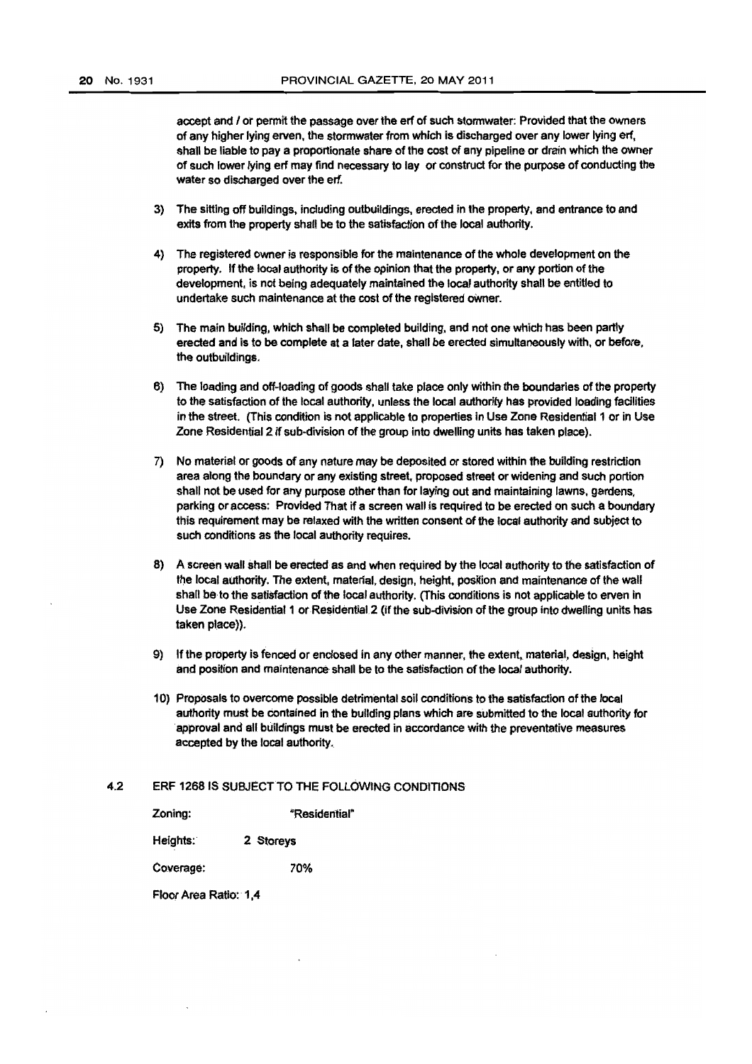accept and / or permit the passage over the erf of such stormwater: Provided that the owners of any higher lying erven, the stormwater from which is discharged over any lower lying erf, shall be liable to pay a proportionate share of the cost of any pipeline or drain which the owner of such lower lying erf may find necessary to lay or construct for the purpose of conducting the water so discharged over the erf.

3) The sitting off buildings, including outbuildings, erected in the property, and entrance to and exits from the property shall be to the satisfaction of the local authority.

4) The registered owner is responsible for the maintenance of the whole development on the property. If the local authority is of the opinion that the property, or any portion of the development, is not being adequately maintained the local authority shall be entitled to undertake such maintenance at the cost of the registered owner.

5) The main building, which shall be completed building, and not one which has been partly erected and is to be complete at a later date, shall be erected simultaneously with, or before, the outbuildings.

6) The loading and off-loading of goods shall take place only within the boundaries of the property to the satisfaction of the local authority, unless the local authority has provided loading facilities in the street. (This condition is not applicable to properties in Use Zone Residential 1 or in Use Zone Residential 2 if sub-division of the group into dwelling units has taken place).

7) No material or goods of any nature may be deposited or stored within the building restriction area along the boundary or any existing street, proposed street or widening and such portion shall not be used for any purpose other than for laying out and maintaining lawns, gardens, parking or access: Provided That if a screen wall is required to be erected on such a boundary this requirement may be relaxed with the written consent of the local authority and subject to such conditions as the local authority requires.

8) A screen wall shall be erected as and when required by the local authority to the satisfaction of the local authority. The extent, material, design, height, position and maintenance of the wall shall be to the satisfaction of the local authority. (This conditions is not applicable to erven in Use Zone Residential 1 or Residential 2 (if the sub-division of the group into dwelling units has taken place)).

9) If the property is fenced or enclosed in any other manner, the extent, material, design, height and position and maintenance shall be to the satisfaction of the local authority.

10) Proposals to overcome possible detrimental soil conditions to the satisfaction of the local authority must be contained in the building plans which are submitted to the local authority for approval and all buildings must be erected in accordance with the preventative measures accepted by the local authority.

4.2 ERF 1268 IS SUBJECT TO THE FOLLOWING CONDITIONS

Zoning: "Residential"

Heights: 2 Storeys

Coverage: 70%

Floor Area Ratio: 1,4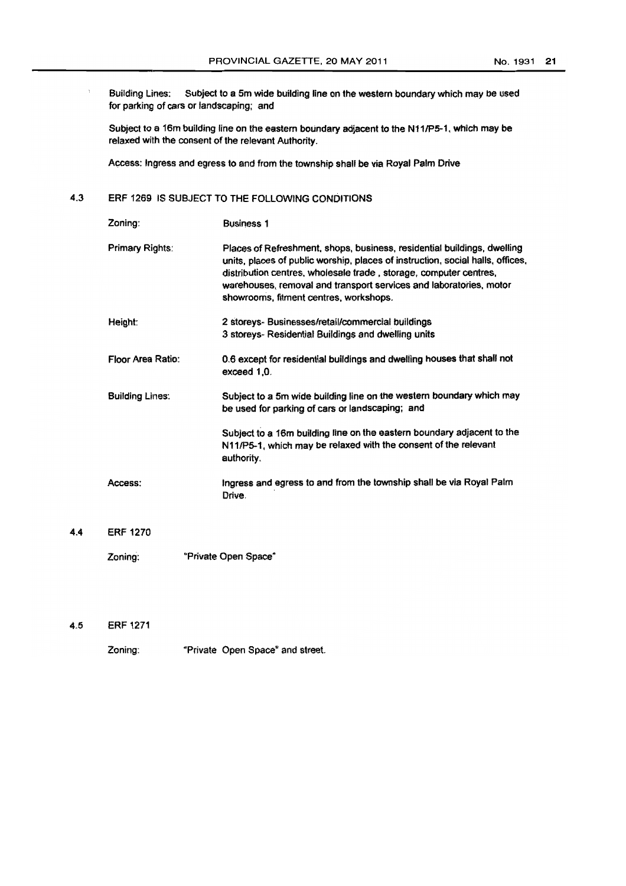Building Lines: Subject to a 5m wide building line on the western boundary which may be used for parking of cars or landscaping; and

Subject to a 16m building line on the eastern boundary adjacent to the N11/P5-1, which may be relaxed with the consent of the relevant Authority.

Access: Ingress and egress to and from the township shall be via Royal Palm Drive

4.3 ERF 1269 IS SUBJECT TO THE FOLLOWING CONDITIONS

| | |
|---|---|
| Zoning: | Business 1 |
| Primary Rights: | Places of Refreshment, shops, business, residential buildings, dwelling units, places of public worship, places of instruction, social halls, offices, distribution centres, wholesale trade , storage, computer centres, warehouses, removal and transport services and laboratories, motor showrooms, fitment centres, workshops. |
| Height: | 2 storeys- Businesses/retail/commercial buildings<br>3 storeys- Residential Buildings and dwelling units |
| Floor Area Ratio: | 0.6 except for residential buildings and dwelling houses that shall not exceed 1,0. |
| Building Lines: | Subject to a 5m wide building line on the western boundary which may be used for parking of cars or landscaping; and<br><br>Subject to a 16m building line on the eastern boundary adjacent to the N11/P5-1, which may be relaxed with the consent of the relevant authority. |
| Access: | Ingress and egress to and from the township shall be via Royal Palm Drive. |

4.4 ERF 1270

Zoning: "Private Open Space"

4.5 ERF 1271

Zoning: "Private Open Space" and street.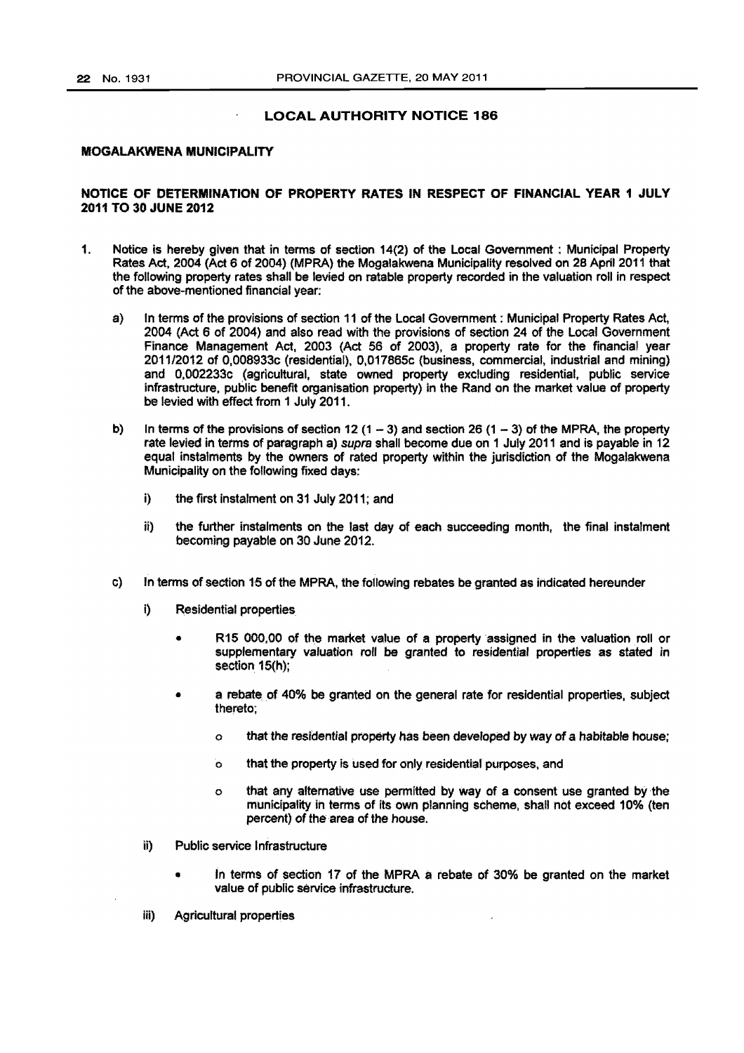## LOCAL AUTHORITY NOTICE 186

### MOGALAKWENA MUNICIPALITY

### NOTICE OF DETERMINATION OF PROPERTY RATES IN RESPECT OF FINANCIAL YEAR 1 JULY 2011 TO 30 JUNE 2012

1. Notice is hereby given that in terms of section 14(2) of the Local Government : Municipal Property Rates Act, 2004 (Act 6 of 2004) (MPRA) the Mogalakwena Municipality resolved on 28 April 2011 that the following property rates shall be levied on ratable property recorded in the valuation roll in respect of the above-mentioned financial year:

   a) In terms of the provisions of section 11 of the Local Government : Municipal Property Rates Act, 2004 (Act 6 of 2004) and also read with the provisions of section 24 of the Local Government Finance Management Act, 2003 (Act 56 of 2003), a property rate for the financial year 2011/2012 of 0,008933c (residential), 0,017865c (business, commercial, industrial and mining) and 0,002233c (agricultural, state owned property excluding residential, public service infrastructure, public benefit organisation property) in the Rand on the market value of property be levied with effect from 1 July 2011.

   b) In terms of the provisions of section 12 (1 – 3) and section 26 (1 – 3) of the MPRA, the property rate levied in terms of paragraph a) *supra* shall become due on 1 July 2011 and is payable in 12 equal instalments by the owners of rated property within the jurisdiction of the Mogalakwena Municipality on the following fixed days:

      i) the first instalment on 31 July 2011; and

      ii) the further instalments on the last day of each succeeding month, the final instalment becoming payable on 30 June 2012.

   c) In terms of section 15 of the MPRA, the following rebates be granted as indicated hereunder

      i) Residential properties

         - R15 000,00 of the market value of a property assigned in the valuation roll or supplementary valuation roll be granted to residential properties as stated in section 15(h);
         - a rebate of 40% be granted on the general rate for residential properties, subject thereto;
            - that the residential property has been developed by way of a habitable house;
            - that the property is used for only residential purposes, and
            - that any alternative use permitted by way of a consent use granted by the municipality in terms of its own planning scheme, shall not exceed 10% (ten percent) of the area of the house.

      ii) Public service Infrastructure

         - In terms of section 17 of the MPRA a rebate of 30% be granted on the market value of public service infrastructure.

      iii) Agricultural properties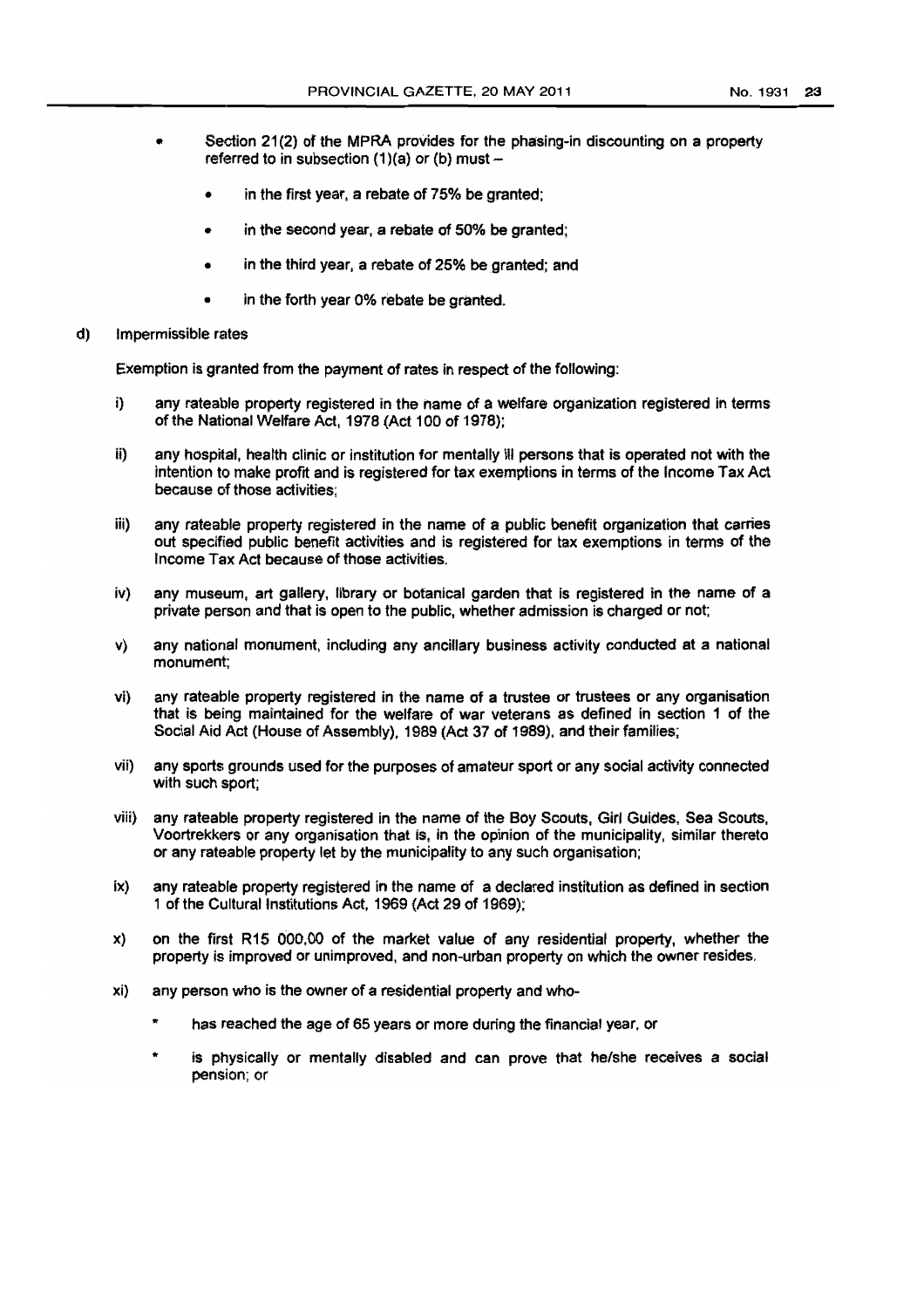- Section 21(2) of the MPRA provides for the phasing-in discounting on a property referred to in subsection (1)(a) or (b) must –
  - in the first year, a rebate of 75% be granted;
  - in the second year, a rebate of 50% be granted;
  - in the third year, a rebate of 25% be granted; and
  - in the forth year 0% rebate be granted.

d) Impermissible rates

Exemption is granted from the payment of rates in respect of the following:

i) any rateable property registered in the name of a welfare organization registered in terms of the National Welfare Act, 1978 (Act 100 of 1978);

ii) any hospital, health clinic or institution for mentally ill persons that is operated not with the intention to make profit and is registered for tax exemptions in terms of the Income Tax Act because of those activities;

iii) any rateable property registered in the name of a public benefit organization that carries out specified public benefit activities and is registered for tax exemptions in terms of the Income Tax Act because of those activities.

iv) any museum, art gallery, library or botanical garden that is registered in the name of a private person and that is open to the public, whether admission is charged or not;

v) any national monument, including any ancillary business activity conducted at a national monument;

vi) any rateable property registered in the name of a trustee or trustees or any organisation that is being maintained for the welfare of war veterans as defined in section 1 of the Social Aid Act (House of Assembly), 1989 (Act 37 of 1989), and their families;

vii) any sports grounds used for the purposes of amateur sport or any social activity connected with such sport;

viii) any rateable property registered in the name of the Boy Scouts, Girl Guides, Sea Scouts, Voortrekkers or any organisation that is, in the opinion of the municipality, similar thereto or any rateable property let by the municipality to any such organisation;

ix) any rateable property registered in the name of a declared institution as defined in section 1 of the Cultural Institutions Act, 1969 (Act 29 of 1969);

x) on the first R15 000,00 of the market value of any residential property, whether the property is improved or unimproved, and non-urban property on which the owner resides.

xi) any person who is the owner of a residential property and who-

- has reached the age of 65 years or more during the financial year, or
- is physically or mentally disabled and can prove that he/she receives a social pension; or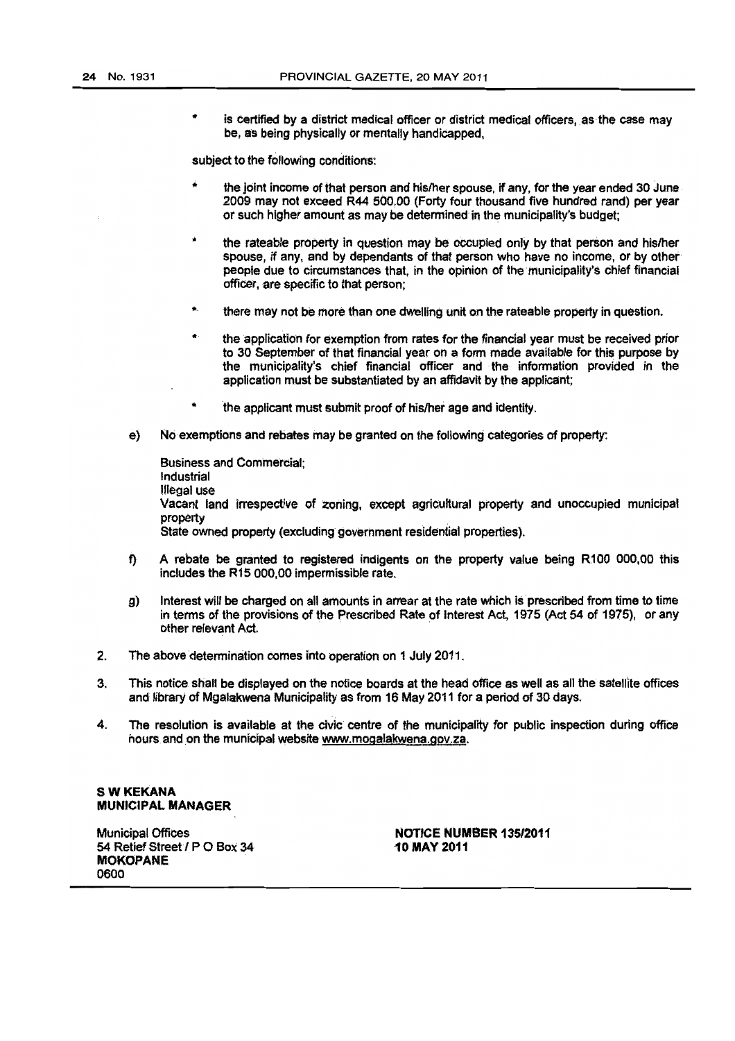- is certified by a district medical officer or district medical officers, as the case may be, as being physically or mentally handicapped,

subject to the following conditions:

- the joint income of that person and his/her spouse, if any, for the year ended 30 June 2009 may not exceed R44 500,00 (Forty four thousand five hundred rand) per year or such higher amount as may be determined in the municipality's budget;
- the rateable property in question may be occupied only by that person and his/her spouse, if any, and by dependants of that person who have no income, or by other people due to circumstances that, in the opinion of the municipality's chief financial officer, are specific to that person;
- there may not be more than one dwelling unit on the rateable property in question.
- the application for exemption from rates for the financial year must be received prior to 30 September of that financial year on a form made available for this purpose by the municipality's chief financial officer and the information provided in the application must be substantiated by an affidavit by the applicant;
- the applicant must submit proof of his/her age and identity.

e) No exemptions and rebates may be granted on the following categories of property:

Business and Commercial;
Industrial
Illegal use
Vacant land irrespective of zoning, except agricultural property and unoccupied municipal property
State owned property (excluding government residential properties).

f) A rebate be granted to registered indigents on the property value being R100 000,00 this includes the R15 000,00 impermissible rate.

g) Interest will be charged on all amounts in arrear at the rate which is prescribed from time to time in terms of the provisions of the Prescribed Rate of Interest Act, 1975 (Act 54 of 1975), or any other relevant Act.

2. The above determination comes into operation on 1 July 2011.

3. This notice shall be displayed on the notice boards at the head office as well as all the satellite offices and library of Mgalakwena Municipality as from 16 May 2011 for a period of 30 days.

4. The resolution is available at the civic centre of the municipality for public inspection during office hours and on the municipal website www.mogalakwena.gov.za.

**S W KEKANA**
**MUNICIPAL MANAGER**

Municipal Offices
54 Retief Street / P O Box 34
**MOKOPANE**
0600

**NOTICE NUMBER 135/2011**
**10 MAY 2011**